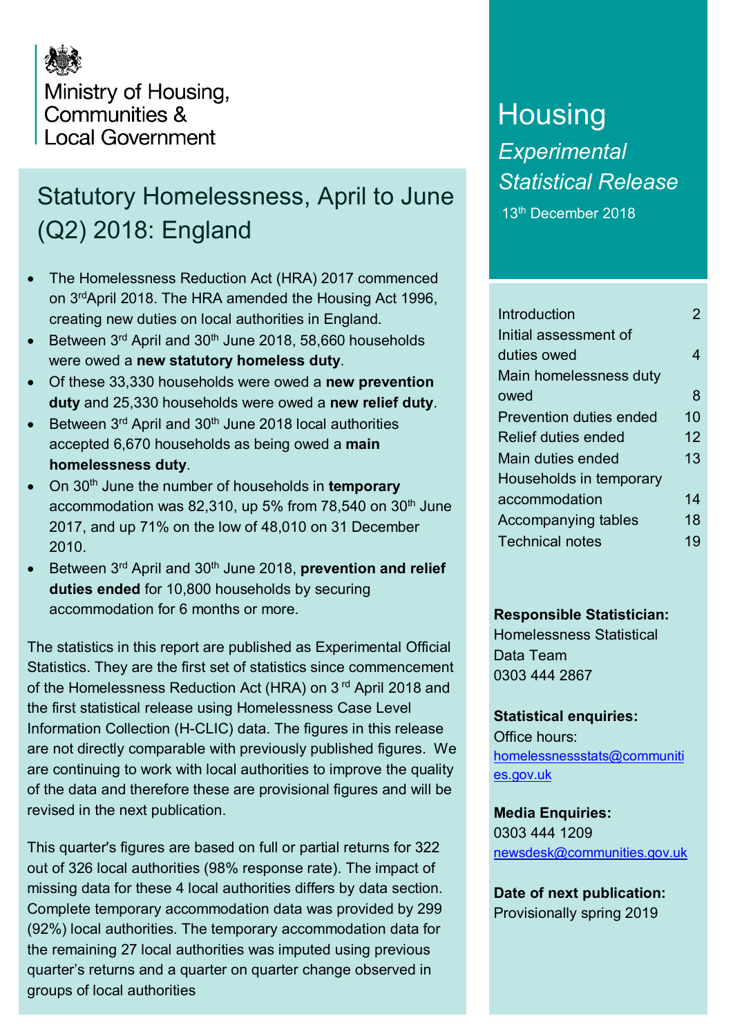Ministry of Housing, Communities & Local Government

# Statutory Homelessness, April to June (Q2) 2018: England

- The Homelessness Reduction Act (HRA) 2017 commenced on 3rd April 2018. The HRA amended the Housing Act 1996, creating new duties on local authorities in England.
- Between 3rd April and 30th June 2018, 58,660 households were owed a **new statutory homeless duty**.
- Of these 33,330 households were owed a **new prevention duty** and 25,330 households were owed a **new relief duty**.
- Between 3rd April and 30th June 2018 local authorities accepted 6,670 households as being owed a **main homelessness duty**.
- On 30th June the number of households in **temporary** accommodation was 82,310, up 5% from 78,540 on 30th June 2017, and up 71% on the low of 48,010 on 31 December 2010.
- Between 3rd April and 30th June 2018, **prevention and relief duties ended** for 10,800 households by securing accommodation for 6 months or more.

The statistics in this report are published as Experimental Official Statistics. They are the first set of statistics since commencement of the Homelessness Reduction Act (HRA) on 3rd April 2018 and the first statistical release using Homelessness Case Level Information Collection (H-CLIC) data. The figures in this release are not directly comparable with previously published figures. We are continuing to work with local authorities to improve the quality of the data and therefore these are provisional figures and will be revised in the next publication.

This quarter's figures are based on full or partial returns for 322 out of 326 local authorities (98% response rate). The impact of missing data for these 4 local authorities differs by data section. Complete temporary accommodation data was provided by 299 (92%) local authorities. The temporary accommodation data for the remaining 27 local authorities was imputed using previous quarter's returns and a quarter on quarter change observed in groups of local authorities

# Housing

*Experimental Statistical Release*

13th December 2018

| | |
|---|---|
| Introduction | 2 |
| Initial assessment of duties owed | 4 |
| Main homelessness duty owed | 8 |
| Prevention duties ended | 10 |
| Relief duties ended | 12 |
| Main duties ended | 13 |
| Households in temporary accommodation | 14 |
| Accompanying tables | 18 |
| Technical notes | 19 |

**Responsible Statistician:**
Homelessness Statistical Data Team
0303 444 2867

**Statistical enquiries:**
Office hours:
homelessnessstats@communities.gov.uk

**Media Enquiries:**
0303 444 1209
newsdesk@communities.gov.uk

**Date of next publication:**
Provisionally spring 2019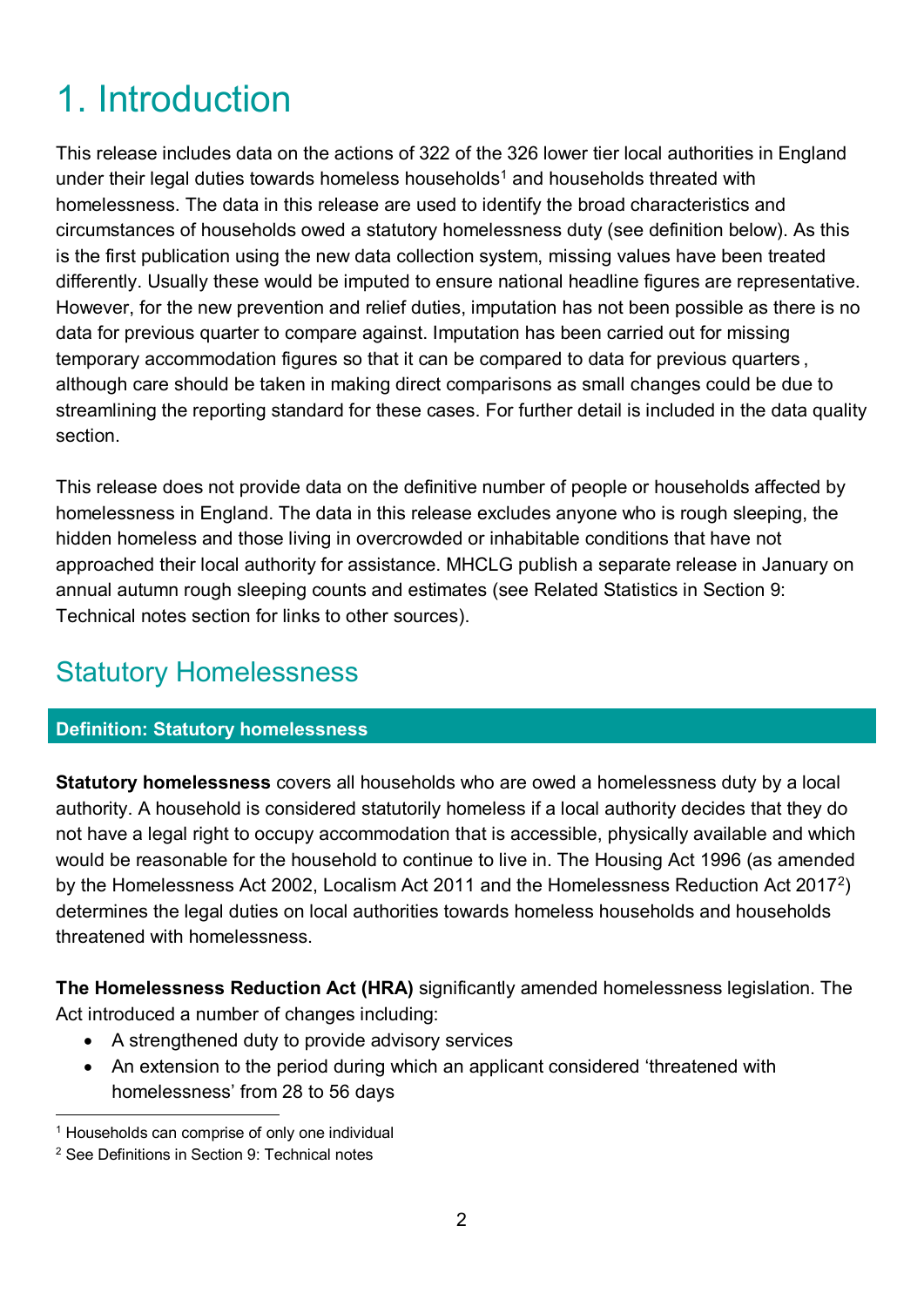# 1. Introduction

This release includes data on the actions of 322 of the 326 lower tier local authorities in England under their legal duties towards homeless households[1] and households threatened with homelessness. The data in this release are used to identify the broad characteristics and circumstances of households owed a statutory homelessness duty (see definition below). As this is the first publication using the new data collection system, missing values have been treated differently. Usually these would be imputed to ensure national headline figures are representative. However, for the new prevention and relief duties, imputation has not been possible as there is no data for previous quarter to compare against. Imputation has been carried out for missing temporary accommodation figures so that it can be compared to data for previous quarters , although care should be taken in making direct comparisons as small changes could be due to streamlining the reporting standard for these cases. For further detail is included in the data quality section.

This release does not provide data on the definitive number of people or households affected by homelessness in England. The data in this release excludes anyone who is rough sleeping, the hidden homeless and those living in overcrowded or inhabitable conditions that have not approached their local authority for assistance. MHCLG publish a separate release in January on annual autumn rough sleeping counts and estimates (see Related Statistics in Section 9: Technical notes section for links to other sources).

## Statutory Homelessness

**Definition: Statutory homelessness**

**Statutory homelessness** covers all households who are owed a homelessness duty by a local authority. A household is considered statutorily homeless if a local authority decides that they do not have a legal right to occupy accommodation that is accessible, physically available and which would be reasonable for the household to continue to live in. The Housing Act 1996 (as amended by the Homelessness Act 2002, Localism Act 2011 and the Homelessness Reduction Act 2017[2]) determines the legal duties on local authorities towards homeless households and households threatened with homelessness.

**The Homelessness Reduction Act (HRA)** significantly amended homelessness legislation. The Act introduced a number of changes including:

- A strengthened duty to provide advisory services
- An extension to the period during which an applicant considered 'threatened with homelessness' from 28 to 56 days

[1] Households can comprise of only one individual

[2] See Definitions in Section 9: Technical notes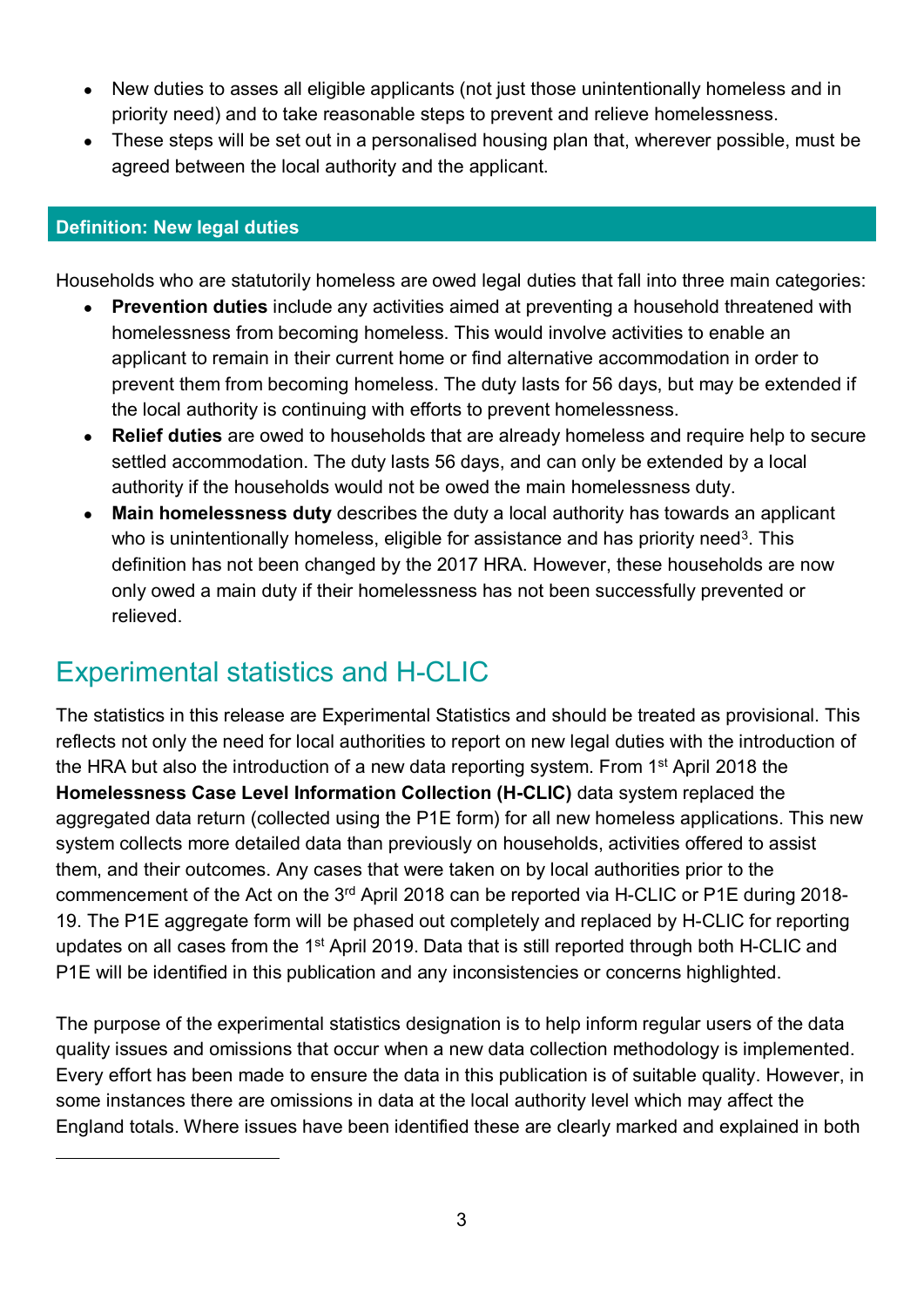- New duties to asses all eligible applicants (not just those unintentionally homeless and in priority need) and to take reasonable steps to prevent and relieve homelessness.
- These steps will be set out in a personalised housing plan that, wherever possible, must be agreed between the local authority and the applicant.

### Definition: New legal duties

Households who are statutorily homeless are owed legal duties that fall into three main categories:

- **Prevention duties** include any activities aimed at preventing a household threatened with homelessness from becoming homeless. This would involve activities to enable an applicant to remain in their current home or find alternative accommodation in order to prevent them from becoming homeless. The duty lasts for 56 days, but may be extended if the local authority is continuing with efforts to prevent homelessness.
- **Relief duties** are owed to households that are already homeless and require help to secure settled accommodation. The duty lasts 56 days, and can only be extended by a local authority if the households would not be owed the main homelessness duty.
- **Main homelessness duty** describes the duty a local authority has towards an applicant who is unintentionally homeless, eligible for assistance and has priority need[3]. This definition has not been changed by the 2017 HRA. However, these households are now only owed a main duty if their homelessness has not been successfully prevented or relieved.

## Experimental statistics and H-CLIC

The statistics in this release are Experimental Statistics and should be treated as provisional. This reflects not only the need for local authorities to report on new legal duties with the introduction of the HRA but also the introduction of a new data reporting system. From 1st April 2018 the **Homelessness Case Level Information Collection (H-CLIC)** data system replaced the aggregated data return (collected using the P1E form) for all new homeless applications. This new system collects more detailed data than previously on households, activities offered to assist them, and their outcomes. Any cases that were taken on by local authorities prior to the commencement of the Act on the 3rd April 2018 can be reported via H-CLIC or P1E during 2018-19. The P1E aggregate form will be phased out completely and replaced by H-CLIC for reporting updates on all cases from the 1st April 2019. Data that is still reported through both H-CLIC and P1E will be identified in this publication and any inconsistencies or concerns highlighted.

The purpose of the experimental statistics designation is to help inform regular users of the data quality issues and omissions that occur when a new data collection methodology is implemented. Every effort has been made to ensure the data in this publication is of suitable quality. However, in some instances there are omissions in data at the local authority level which may affect the England totals. Where issues have been identified these are clearly marked and explained in both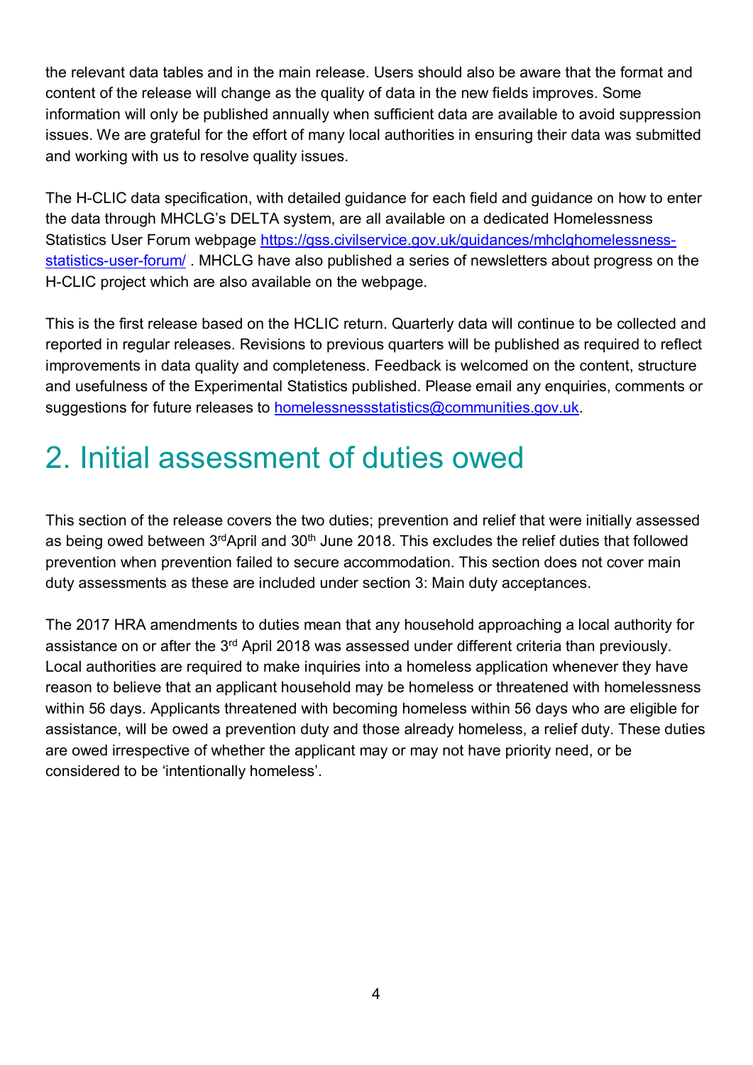the relevant data tables and in the main release. Users should also be aware that the format and content of the release will change as the quality of data in the new fields improves. Some information will only be published annually when sufficient data are available to avoid suppression issues. We are grateful for the effort of many local authorities in ensuring their data was submitted and working with us to resolve quality issues.

The H-CLIC data specification, with detailed guidance for each field and guidance on how to enter the data through MHCLG's DELTA system, are all available on a dedicated Homelessness Statistics User Forum webpage https://gss.civilservice.gov.uk/guidances/mhclghomelessness-statistics-user-forum/ . MHCLG have also published a series of newsletters about progress on the H-CLIC project which are also available on the webpage.

This is the first release based on the HCLIC return. Quarterly data will continue to be collected and reported in regular releases. Revisions to previous quarters will be published as required to reflect improvements in data quality and completeness. Feedback is welcomed on the content, structure and usefulness of the Experimental Statistics published. Please email any enquiries, comments or suggestions for future releases to homelessnessstatistics@communities.gov.uk.

# 2. Initial assessment of duties owed

This section of the release covers the two duties; prevention and relief that were initially assessed as being owed between 3rdApril and 30th June 2018. This excludes the relief duties that followed prevention when prevention failed to secure accommodation. This section does not cover main duty assessments as these are included under section 3: Main duty acceptances.

The 2017 HRA amendments to duties mean that any household approaching a local authority for assistance on or after the 3rd April 2018 was assessed under different criteria than previously. Local authorities are required to make inquiries into a homeless application whenever they have reason to believe that an applicant household may be homeless or threatened with homelessness within 56 days. Applicants threatened with becoming homeless within 56 days who are eligible for assistance, will be owed a prevention duty and those already homeless, a relief duty. These duties are owed irrespective of whether the applicant may or may not have priority need, or be considered to be 'intentionally homeless'.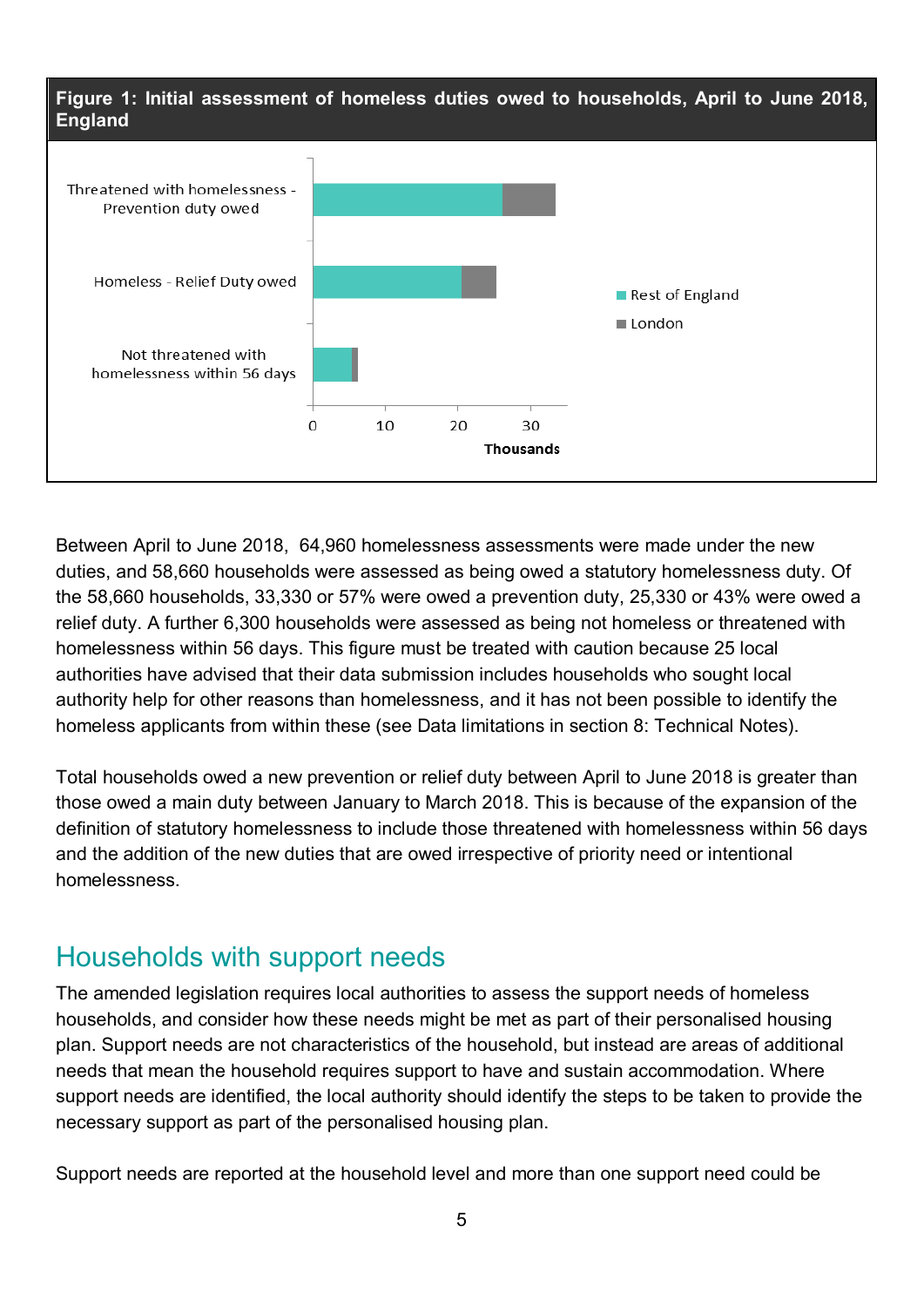**Figure 1: Initial assessment of homeless duties owed to households, April to June 2018, England**

Between April to June 2018, 64,960 homelessness assessments were made under the new duties, and 58,660 households were assessed as being owed a statutory homelessness duty. Of the 58,660 households, 33,330 or 57% were owed a prevention duty, 25,330 or 43% were owed a relief duty. A further 6,300 households were assessed as being not homeless or threatened with homelessness within 56 days. This figure must be treated with caution because 25 local authorities have advised that their data submission includes households who sought local authority help for other reasons than homelessness, and it has not been possible to identify the homeless applicants from within these (see Data limitations in section 8: Technical Notes).

Total households owed a new prevention or relief duty between April to June 2018 is greater than those owed a main duty between January to March 2018. This is because of the expansion of the definition of statutory homelessness to include those threatened with homelessness within 56 days and the addition of the new duties that are owed irrespective of priority need or intentional homelessness.

## Households with support needs

The amended legislation requires local authorities to assess the support needs of homeless households, and consider how these needs might be met as part of their personalised housing plan. Support needs are not characteristics of the household, but instead are areas of additional needs that mean the household requires support to have and sustain accommodation. Where support needs are identified, the local authority should identify the steps to be taken to provide the necessary support as part of the personalised housing plan.

Support needs are reported at the household level and more than one support need could be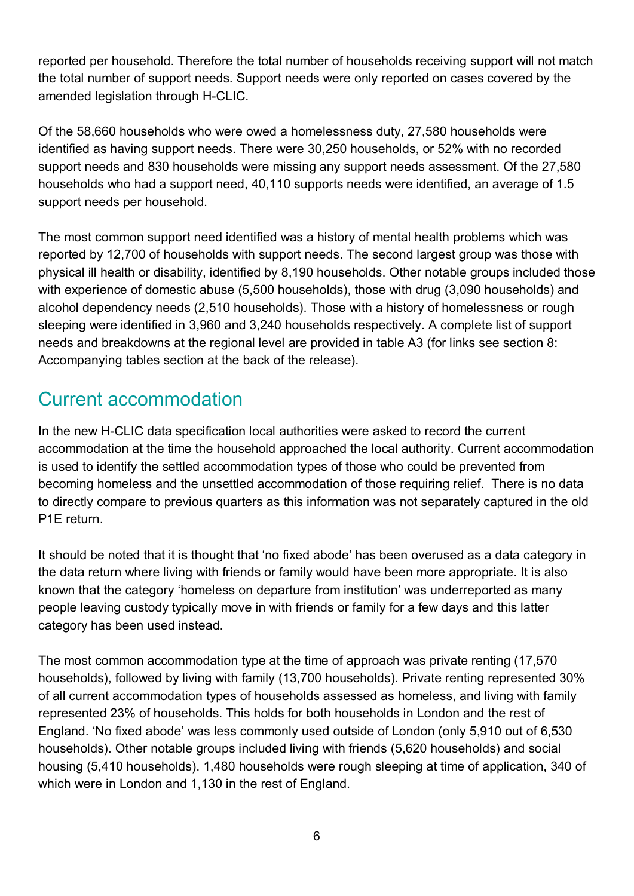reported per household. Therefore the total number of households receiving support will not match the total number of support needs. Support needs were only reported on cases covered by the amended legislation through H-CLIC.

Of the 58,660 households who were owed a homelessness duty, 27,580 households were identified as having support needs. There were 30,250 households, or 52% with no recorded support needs and 830 households were missing any support needs assessment. Of the 27,580 households who had a support need, 40,110 supports needs were identified, an average of 1.5 support needs per household.

The most common support need identified was a history of mental health problems which was reported by 12,700 of households with support needs. The second largest group was those with physical ill health or disability, identified by 8,190 households. Other notable groups included those with experience of domestic abuse (5,500 households), those with drug (3,090 households) and alcohol dependency needs (2,510 households). Those with a history of homelessness or rough sleeping were identified in 3,960 and 3,240 households respectively. A complete list of support needs and breakdowns at the regional level are provided in table A3 (for links see section 8: Accompanying tables section at the back of the release).

## Current accommodation

In the new H-CLIC data specification local authorities were asked to record the current accommodation at the time the household approached the local authority. Current accommodation is used to identify the settled accommodation types of those who could be prevented from becoming homeless and the unsettled accommodation of those requiring relief. There is no data to directly compare to previous quarters as this information was not separately captured in the old P1E return.

It should be noted that it is thought that 'no fixed abode' has been overused as a data category in the data return where living with friends or family would have been more appropriate. It is also known that the category 'homeless on departure from institution' was underreported as many people leaving custody typically move in with friends or family for a few days and this latter category has been used instead.

The most common accommodation type at the time of approach was private renting (17,570 households), followed by living with family (13,700 households). Private renting represented 30% of all current accommodation types of households assessed as homeless, and living with family represented 23% of households. This holds for both households in London and the rest of England. 'No fixed abode' was less commonly used outside of London (only 5,910 out of 6,530 households). Other notable groups included living with friends (5,620 households) and social housing (5,410 households). 1,480 households were rough sleeping at time of application, 340 of which were in London and 1,130 in the rest of England.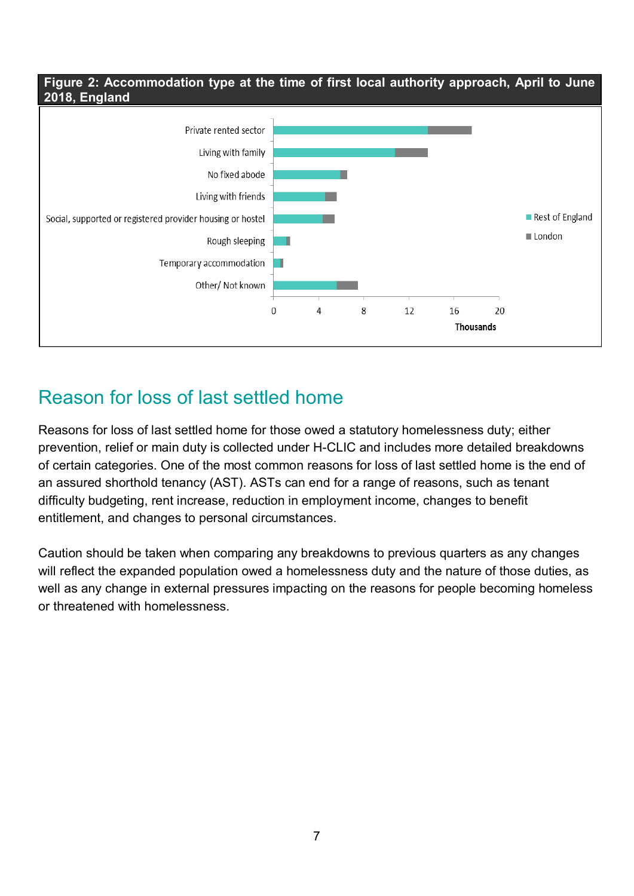**Figure 2: Accommodation type at the time of first local authority approach, April to June 2018, England**

Reason for loss of last settled home

Reasons for loss of last settled home for those owed a statutory homelessness duty; either prevention, relief or main duty is collected under H-CLIC and includes more detailed breakdowns of certain categories. One of the most common reasons for loss of last settled home is the end of an assured shorthold tenancy (AST). ASTs can end for a range of reasons, such as tenant difficulty budgeting, rent increase, reduction in employment income, changes to benefit entitlement, and changes to personal circumstances.

Caution should be taken when comparing any breakdowns to previous quarters as any changes will reflect the expanded population owed a homelessness duty and the nature of those duties, as well as any change in external pressures impacting on the reasons for people becoming homeless or threatened with homelessness.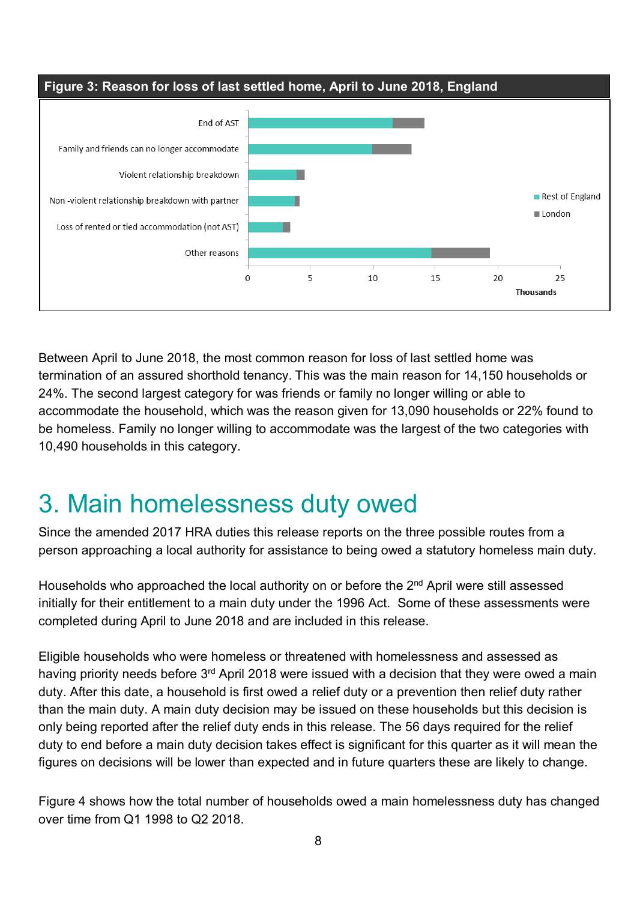**Figure 3: Reason for loss of last settled home, April to June 2018, England**

Between April to June 2018, the most common reason for loss of last settled home was termination of an assured shorthold tenancy. This was the main reason for 14,150 households or 24%. The second largest category for was friends or family no longer willing or able to accommodate the household, which was the reason given for 13,090 households or 22% found to be homeless. Family no longer willing to accommodate was the largest of the two categories with 10,490 households in this category.

# 3. Main homelessness duty owed

Since the amended 2017 HRA duties this release reports on the three possible routes from a person approaching a local authority for assistance to being owed a statutory homeless main duty.

Households who approached the local authority on or before the 2nd April were still assessed initially for their entitlement to a main duty under the 1996 Act. Some of these assessments were completed during April to June 2018 and are included in this release.

Eligible households who were homeless or threatened with homelessness and assessed as having priority needs before 3rd April 2018 were issued with a decision that they were owed a main duty. After this date, a household is first owed a relief duty or a prevention then relief duty rather than the main duty. A main duty decision may be issued on these households but this decision is only being reported after the relief duty ends in this release. The 56 days required for the relief duty to end before a main duty decision takes effect is significant for this quarter as it will mean the figures on decisions will be lower than expected and in future quarters these are likely to change.

Figure 4 shows how the total number of households owed a main homelessness duty has changed over time from Q1 1998 to Q2 2018.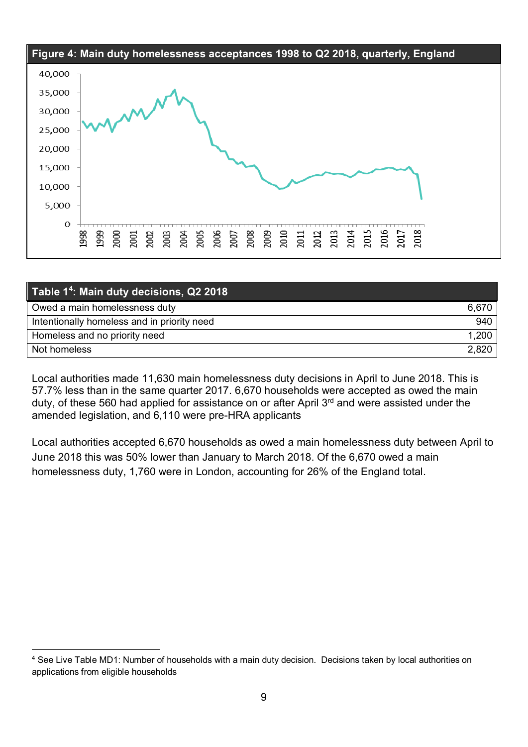**Figure 4: Main duty homelessness acceptances 1998 to Q2 2018, quarterly, England**

**Table 1[4]: Main duty decisions, Q2 2018**

| | |
|---|---|
| Owed a main homelessness duty | 6,670 |
| Intentionally homeless and in priority need | 940 |
| Homeless and no priority need | 1,200 |
| Not homeless | 2,820 |

Local authorities made 11,630 main homelessness duty decisions in April to June 2018. This is 57.7% less than in the same quarter 2017. 6,670 households were accepted as owed the main duty, of these 560 had applied for assistance on or after April 3rd and were assisted under the amended legislation, and 6,110 were pre-HRA applicants

Local authorities accepted 6,670 households as owed a main homelessness duty between April to June 2018 this was 50% lower than January to March 2018. Of the 6,670 owed a main homelessness duty, 1,760 were in London, accounting for 26% of the England total.

[4] See Live Table MD1: Number of households with a main duty decision. Decisions taken by local authorities on applications from eligible households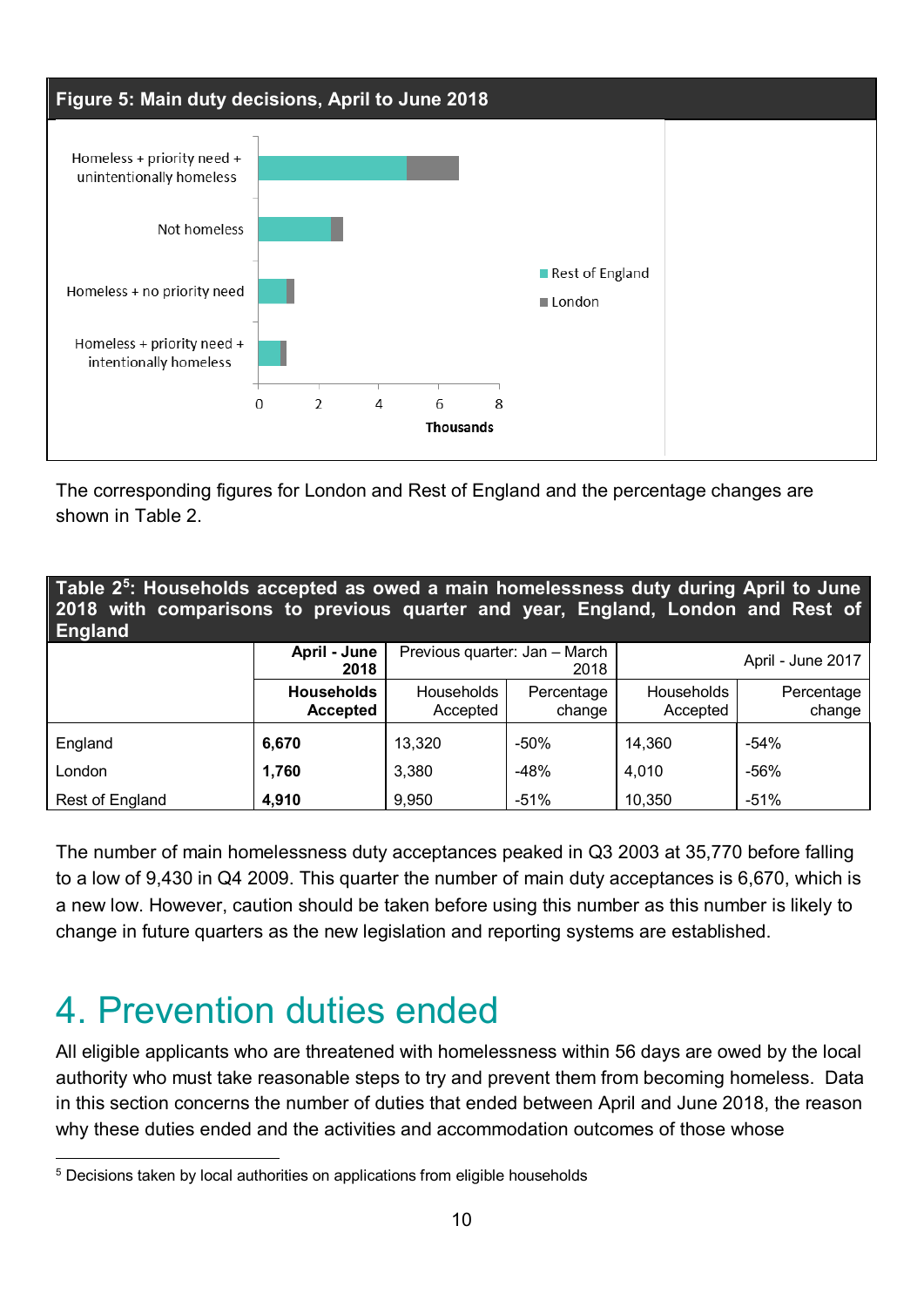**Figure 5: Main duty decisions, April to June 2018**

The corresponding figures for London and Rest of England and the percentage changes are shown in Table 2.

**Table 2[5]: Households accepted as owed a main homelessness duty during April to June 2018 with comparisons to previous quarter and year, England, London and Rest of England**

| | April - June 2018 | Previous quarter: Jan – March 2018 | | April - June 2017 | |
|---|---|---|---|---|---|
| | **Households Accepted** | Households Accepted | Percentage change | Households Accepted | Percentage change |
| England | **6,670** | 13,320 | -50% | 14,360 | -54% |
| London | **1,760** | 3,380 | -48% | 4,010 | -56% |
| Rest of England | **4,910** | 9,950 | -51% | 10,350 | -51% |

The number of main homelessness duty acceptances peaked in Q3 2003 at 35,770 before falling to a low of 9,430 in Q4 2009. This quarter the number of main duty acceptances is 6,670, which is a new low. However, caution should be taken before using this number as this number is likely to change in future quarters as the new legislation and reporting systems are established.

# 4. Prevention duties ended

All eligible applicants who are threatened with homelessness within 56 days are owed by the local authority who must take reasonable steps to try and prevent them from becoming homeless. Data in this section concerns the number of duties that ended between April and June 2018, the reason why these duties ended and the activities and accommodation outcomes of those whose

[5] Decisions taken by local authorities on applications from eligible households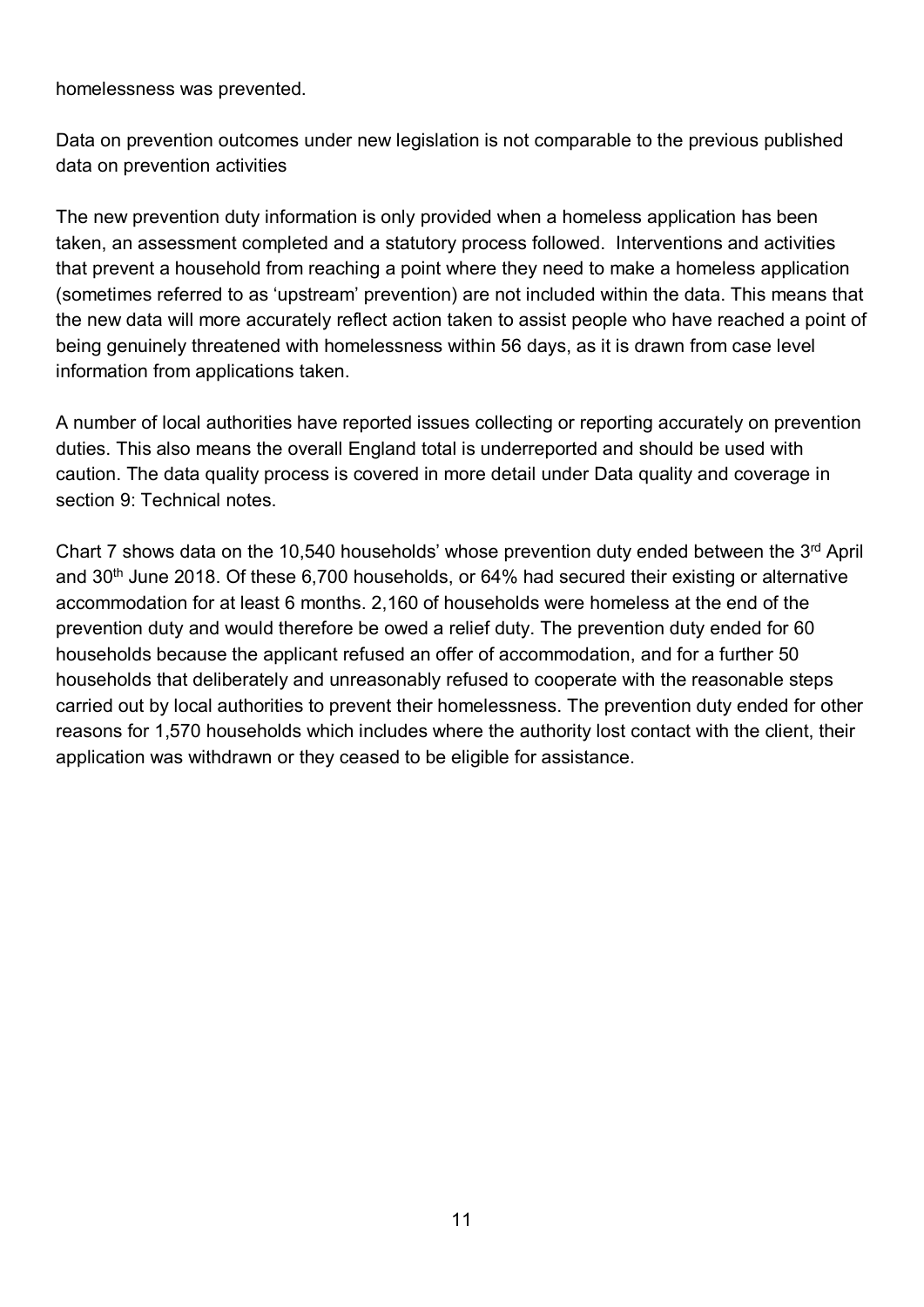homelessness was prevented.

Data on prevention outcomes under new legislation is not comparable to the previous published data on prevention activities

The new prevention duty information is only provided when a homeless application has been taken, an assessment completed and a statutory process followed. Interventions and activities that prevent a household from reaching a point where they need to make a homeless application (sometimes referred to as 'upstream' prevention) are not included within the data. This means that the new data will more accurately reflect action taken to assist people who have reached a point of being genuinely threatened with homelessness within 56 days, as it is drawn from case level information from applications taken.

A number of local authorities have reported issues collecting or reporting accurately on prevention duties. This also means the overall England total is underreported and should be used with caution. The data quality process is covered in more detail under Data quality and coverage in section 9: Technical notes.

Chart 7 shows data on the 10,540 households' whose prevention duty ended between the 3rd April and 30th June 2018. Of these 6,700 households, or 64% had secured their existing or alternative accommodation for at least 6 months. 2,160 of households were homeless at the end of the prevention duty and would therefore be owed a relief duty. The prevention duty ended for 60 households because the applicant refused an offer of accommodation, and for a further 50 households that deliberately and unreasonably refused to cooperate with the reasonable steps carried out by local authorities to prevent their homelessness. The prevention duty ended for other reasons for 1,570 households which includes where the authority lost contact with the client, their application was withdrawn or they ceased to be eligible for assistance.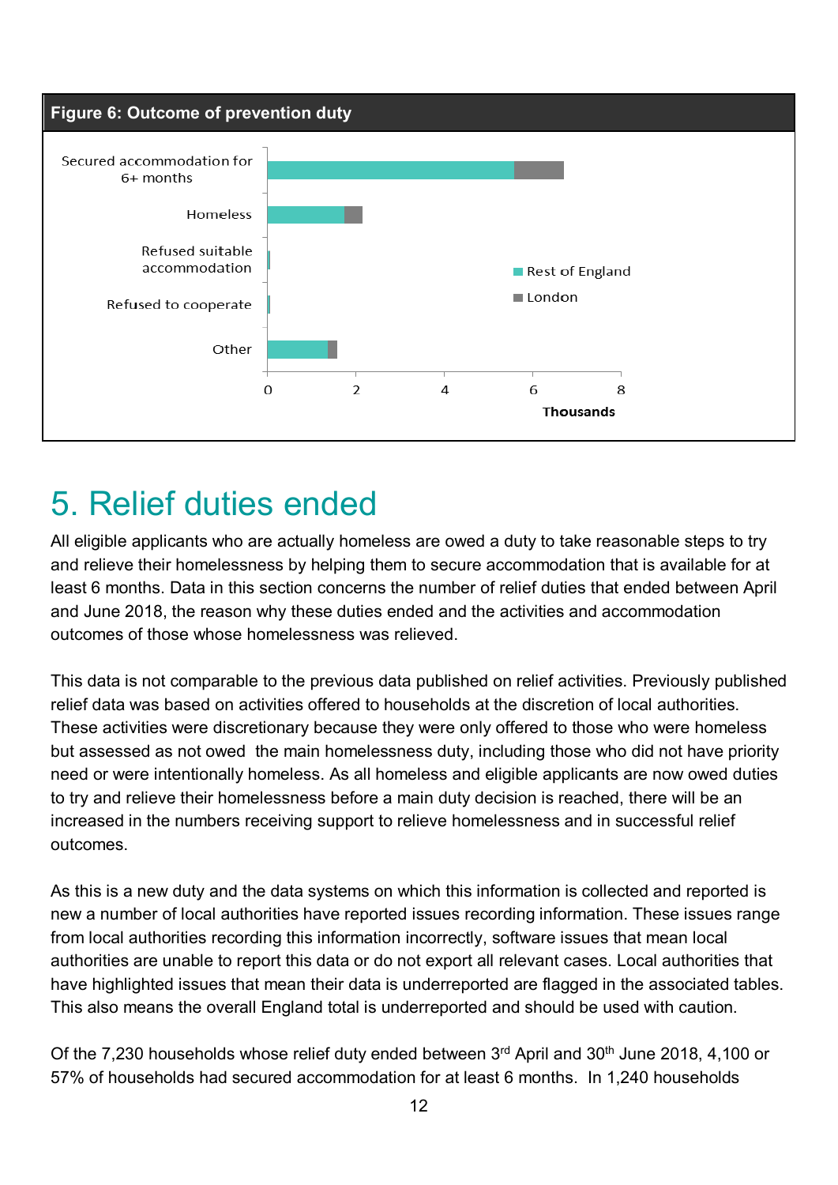**Figure 6: Outcome of prevention duty**

| | Rest of England | London |
|---|---|---|
| Secured accommodation for 6+ months | | |
| Homeless | | |
| Refused suitable accommodation | | |
| Refused to cooperate | | |
| Other | | |

Thousands

# 5. Relief duties ended

All eligible applicants who are actually homeless are owed a duty to take reasonable steps to try and relieve their homelessness by helping them to secure accommodation that is available for at least 6 months. Data in this section concerns the number of relief duties that ended between April and June 2018, the reason why these duties ended and the activities and accommodation outcomes of those whose homelessness was relieved.

This data is not comparable to the previous data published on relief activities. Previously published relief data was based on activities offered to households at the discretion of local authorities. These activities were discretionary because they were only offered to those who were homeless but assessed as not owed the main homelessness duty, including those who did not have priority need or were intentionally homeless. As all homeless and eligible applicants are now owed duties to try and relieve their homelessness before a main duty decision is reached, there will be an increased in the numbers receiving support to relieve homelessness and in successful relief outcomes.

As this is a new duty and the data systems on which this information is collected and reported is new a number of local authorities have reported issues recording information. These issues range from local authorities recording this information incorrectly, software issues that mean local authorities are unable to report this data or do not export all relevant cases. Local authorities that have highlighted issues that mean their data is underreported are flagged in the associated tables. This also means the overall England total is underreported and should be used with caution.

Of the 7,230 households whose relief duty ended between 3rd April and 30th June 2018, 4,100 or 57% of households had secured accommodation for at least 6 months. In 1,240 households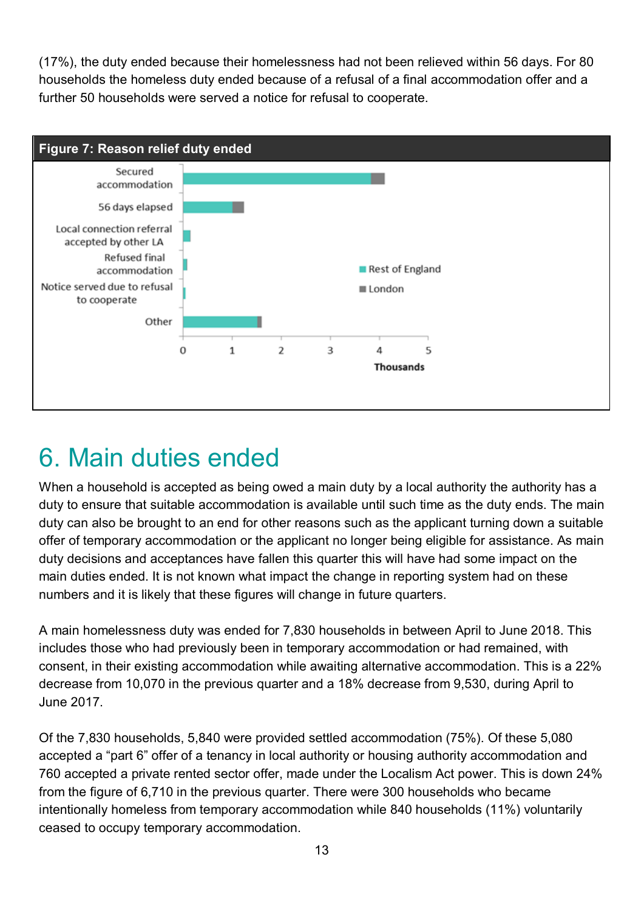(17%), the duty ended because their homelessness had not been relieved within 56 days. For 80 households the homeless duty ended because of a refusal of a final accommodation offer and a further 50 households were served a notice for refusal to cooperate.

**Figure 7: Reason relief duty ended**

# 6. Main duties ended

When a household is accepted as being owed a main duty by a local authority the authority has a duty to ensure that suitable accommodation is available until such time as the duty ends. The main duty can also be brought to an end for other reasons such as the applicant turning down a suitable offer of temporary accommodation or the applicant no longer being eligible for assistance. As main duty decisions and acceptances have fallen this quarter this will have had some impact on the main duties ended. It is not known what impact the change in reporting system had on these numbers and it is likely that these figures will change in future quarters.

A main homelessness duty was ended for 7,830 households in between April to June 2018. This includes those who had previously been in temporary accommodation or had remained, with consent, in their existing accommodation while awaiting alternative accommodation. This is a 22% decrease from 10,070 in the previous quarter and a 18% decrease from 9,530, during April to June 2017.

Of the 7,830 households, 5,840 were provided settled accommodation (75%). Of these 5,080 accepted a “part 6” offer of a tenancy in local authority or housing authority accommodation and 760 accepted a private rented sector offer, made under the Localism Act power. This is down 24% from the figure of 6,710 in the previous quarter. There were 300 households who became intentionally homeless from temporary accommodation while 840 households (11%) voluntarily ceased to occupy temporary accommodation.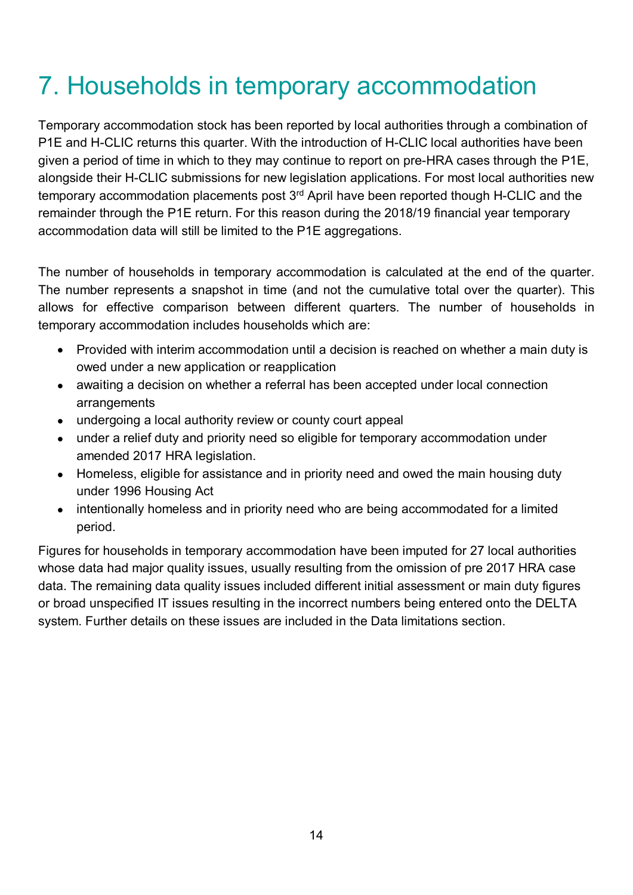# 7. Households in temporary accommodation

Temporary accommodation stock has been reported by local authorities through a combination of P1E and H-CLIC returns this quarter. With the introduction of H-CLIC local authorities have been given a period of time in which to they may continue to report on pre-HRA cases through the P1E, alongside their H-CLIC submissions for new legislation applications. For most local authorities new temporary accommodation placements post 3rd April have been reported though H-CLIC and the remainder through the P1E return. For this reason during the 2018/19 financial year temporary accommodation data will still be limited to the P1E aggregations.

The number of households in temporary accommodation is calculated at the end of the quarter. The number represents a snapshot in time (and not the cumulative total over the quarter). This allows for effective comparison between different quarters. The number of households in temporary accommodation includes households which are:

- Provided with interim accommodation until a decision is reached on whether a main duty is owed under a new application or reapplication
- awaiting a decision on whether a referral has been accepted under local connection arrangements
- undergoing a local authority review or county court appeal
- under a relief duty and priority need so eligible for temporary accommodation under amended 2017 HRA legislation.
- Homeless, eligible for assistance and in priority need and owed the main housing duty under 1996 Housing Act
- intentionally homeless and in priority need who are being accommodated for a limited period.

Figures for households in temporary accommodation have been imputed for 27 local authorities whose data had major quality issues, usually resulting from the omission of pre 2017 HRA case data. The remaining data quality issues included different initial assessment or main duty figures or broad unspecified IT issues resulting in the incorrect numbers being entered onto the DELTA system. Further details on these issues are included in the Data limitations section.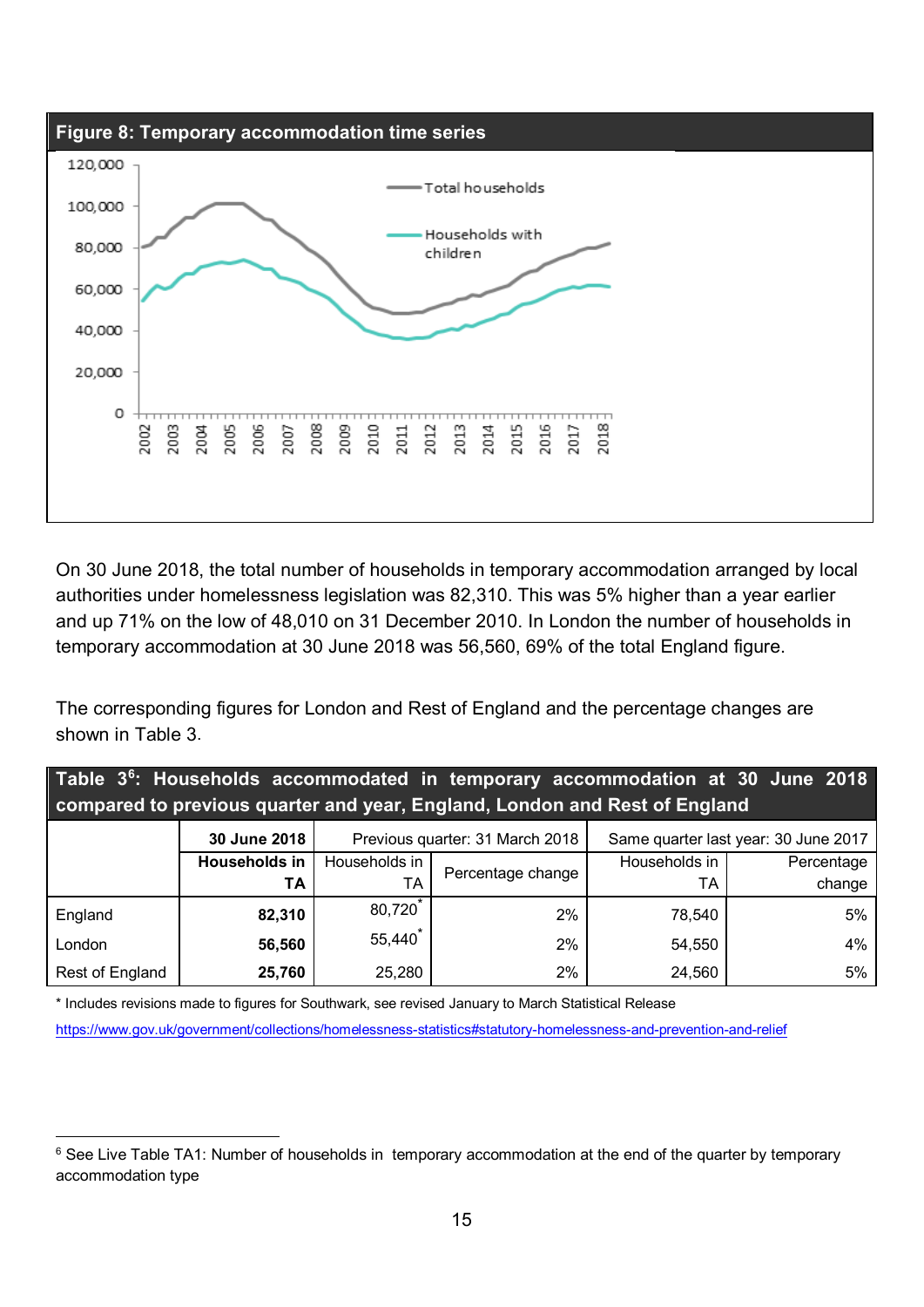**Figure 8: Temporary accommodation time series**

On 30 June 2018, the total number of households in temporary accommodation arranged by local authorities under homelessness legislation was 82,310. This was 5% higher than a year earlier and up 71% on the low of 48,010 on 31 December 2010. In London the number of households in temporary accommodation at 30 June 2018 was 56,560, 69% of the total England figure.

The corresponding figures for London and Rest of England and the percentage changes are shown in Table 3.

**Table 3[6]: Households accommodated in temporary accommodation at 30 June 2018 compared to previous quarter and year, England, London and Rest of England**

| | 30 June 2018 | Previous quarter: 31 March 2018 | | Same quarter last year: 30 June 2017 | |
|---|---|---|---|---|---|
| | **Households in TA** | Households in TA | Percentage change | Households in TA | Percentage change |
| England | **82,310** | 80,720* | 2% | 78,540 | 5% |
| London | **56,560** | 55,440* | 2% | 54,550 | 4% |
| Rest of England | **25,760** | 25,280 | 2% | 24,560 | 5% |

* Includes revisions made to figures for Southwark, see revised January to March Statistical Release
https://www.gov.uk/government/collections/homelessness-statistics#statutory-homelessness-and-prevention-and-relief

[6] See Live Table TA1: Number of households in temporary accommodation at the end of the quarter by temporary accommodation type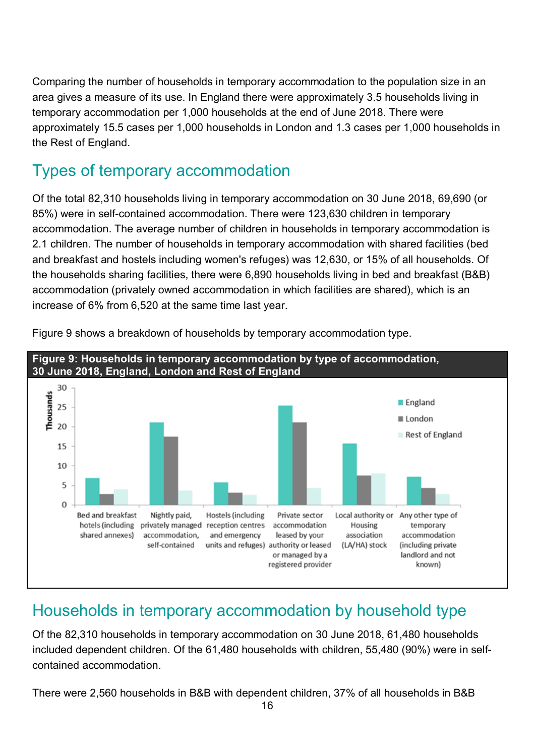Comparing the number of households in temporary accommodation to the population size in an area gives a measure of its use. In England there were approximately 3.5 households living in temporary accommodation per 1,000 households at the end of June 2018. There were approximately 15.5 cases per 1,000 households in London and 1.3 cases per 1,000 households in the Rest of England.

## Types of temporary accommodation

Of the total 82,310 households living in temporary accommodation on 30 June 2018, 69,690 (or 85%) were in self-contained accommodation. There were 123,630 children in temporary accommodation. The average number of children in households in temporary accommodation is 2.1 children. The number of households in temporary accommodation with shared facilities (bed and breakfast and hostels including women's refuges) was 12,630, or 15% of all households. Of the households sharing facilities, there were 6,890 households living in bed and breakfast (B&B) accommodation (privately owned accommodation in which facilities are shared), which is an increase of 6% from 6,520 at the same time last year.

Figure 9 shows a breakdown of households by temporary accommodation type.

**Figure 9: Households in temporary accommodation by type of accommodation, 30 June 2018, England, London and Rest of England**

## Households in temporary accommodation by household type

Of the 82,310 households in temporary accommodation on 30 June 2018, 61,480 households included dependent children. Of the 61,480 households with children, 55,480 (90%) were in self-contained accommodation.

There were 2,560 households in B&B with dependent children, 37% of all households in B&B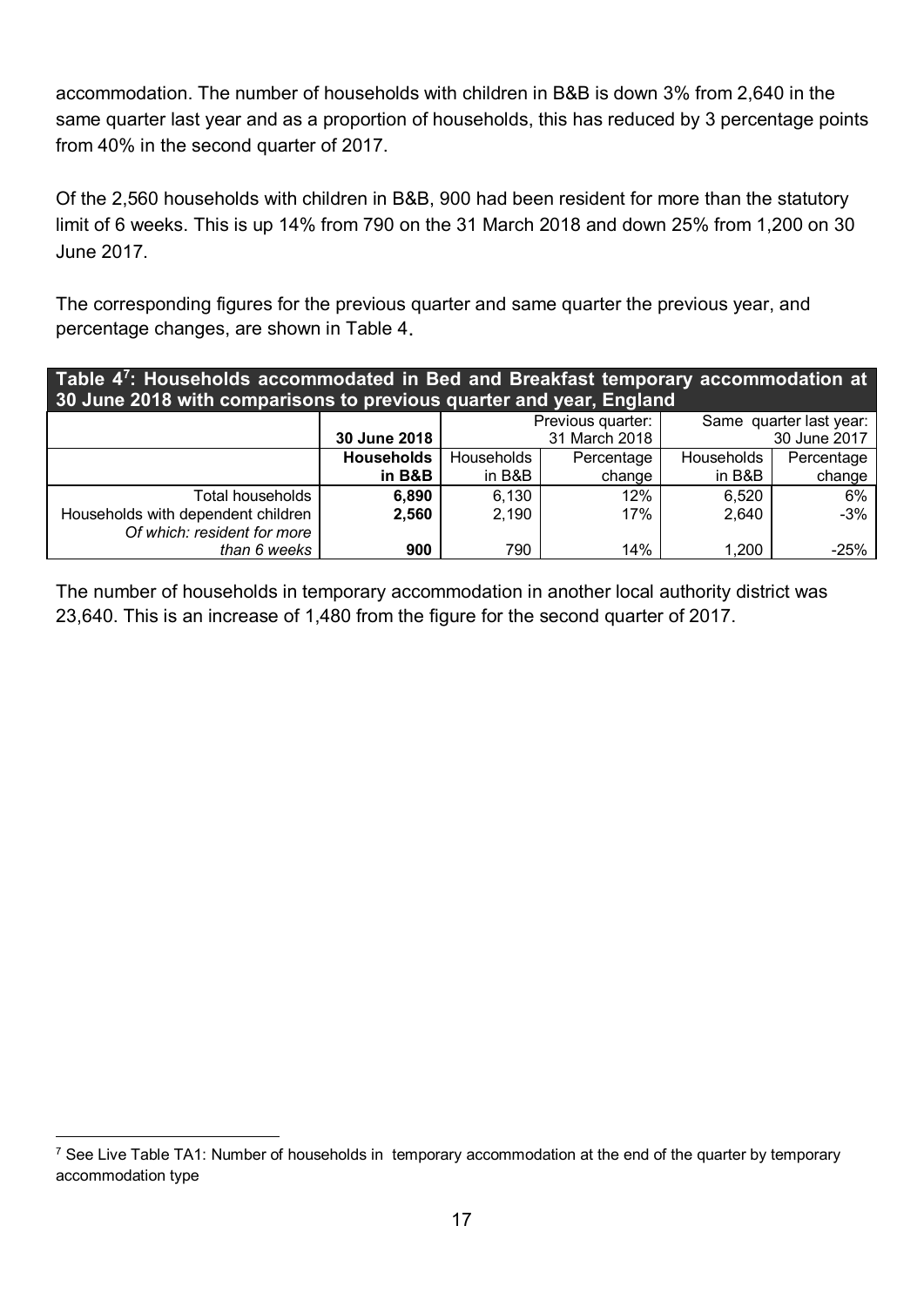accommodation. The number of households with children in B&B is down 3% from 2,640 in the same quarter last year and as a proportion of households, this has reduced by 3 percentage points from 40% in the second quarter of 2017.

Of the 2,560 households with children in B&B, 900 had been resident for more than the statutory limit of 6 weeks. This is up 14% from 790 on the 31 March 2018 and down 25% from 1,200 on 30 June 2017.

The corresponding figures for the previous quarter and same quarter the previous year, and percentage changes, are shown in Table 4.

**Table 4[7]: Households accommodated in Bed and Breakfast temporary accommodation at 30 June 2018 with comparisons to previous quarter and year, England**

| | 30 June 2018 | Previous quarter: 31 March 2018 | | Same quarter last year: 30 June 2017 | |
|---|---|---|---|---|---|
| | **Households in B&B** | Households in B&B | Percentage change | Households in B&B | Percentage change |
| Total households | **6,890** | 6,130 | 12% | 6,520 | 6% |
| Households with dependent children | **2,560** | 2,190 | 17% | 2,640 | -3% |
| *Of which: resident for more than 6 weeks* | **900** | 790 | 14% | 1,200 | -25% |

The number of households in temporary accommodation in another local authority district was 23,640. This is an increase of 1,480 from the figure for the second quarter of 2017.

[7] See Live Table TA1: Number of households in temporary accommodation at the end of the quarter by temporary accommodation type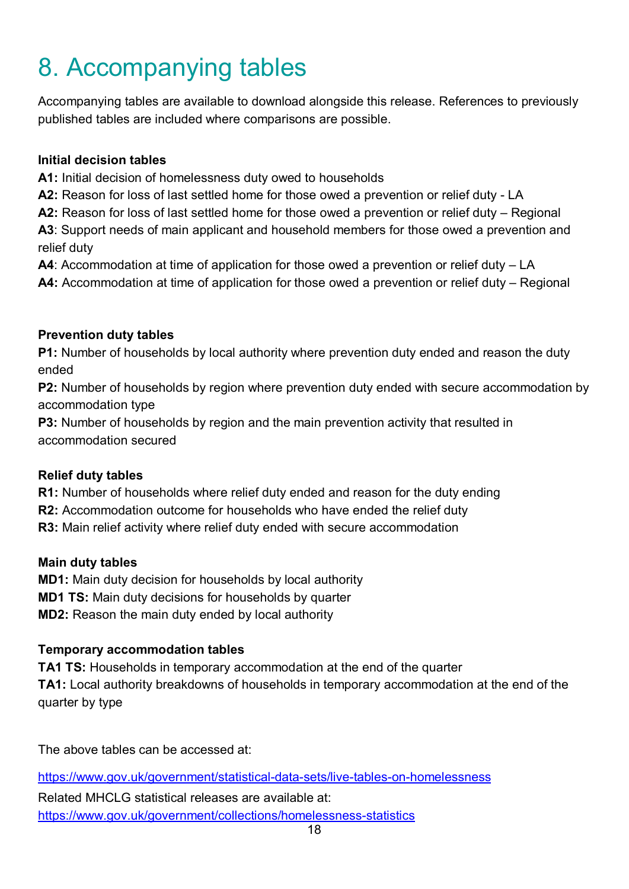# 8. Accompanying tables

Accompanying tables are available to download alongside this release. References to previously published tables are included where comparisons are possible.

**Initial decision tables**

**A1:** Initial decision of homelessness duty owed to households
**A2:** Reason for loss of last settled home for those owed a prevention or relief duty - LA
**A2:** Reason for loss of last settled home for those owed a prevention or relief duty – Regional
**A3**: Support needs of main applicant and household members for those owed a prevention and relief duty
**A4**: Accommodation at time of application for those owed a prevention or relief duty – LA
**A4:** Accommodation at time of application for those owed a prevention or relief duty – Regional

**Prevention duty tables**

**P1:** Number of households by local authority where prevention duty ended and reason the duty ended
**P2:** Number of households by region where prevention duty ended with secure accommodation by accommodation type
**P3:** Number of households by region and the main prevention activity that resulted in accommodation secured

**Relief duty tables**

**R1:** Number of households where relief duty ended and reason for the duty ending
**R2:** Accommodation outcome for households who have ended the relief duty
**R3:** Main relief activity where relief duty ended with secure accommodation

**Main duty tables**

**MD1:** Main duty decision for households by local authority
**MD1 TS:** Main duty decisions for households by quarter
**MD2:** Reason the main duty ended by local authority

**Temporary accommodation tables**

**TA1 TS:** Households in temporary accommodation at the end of the quarter
**TA1:** Local authority breakdowns of households in temporary accommodation at the end of the quarter by type

The above tables can be accessed at:

https://www.gov.uk/government/statistical-data-sets/live-tables-on-homelessness

Related MHCLG statistical releases are available at:
https://www.gov.uk/government/collections/homelessness-statistics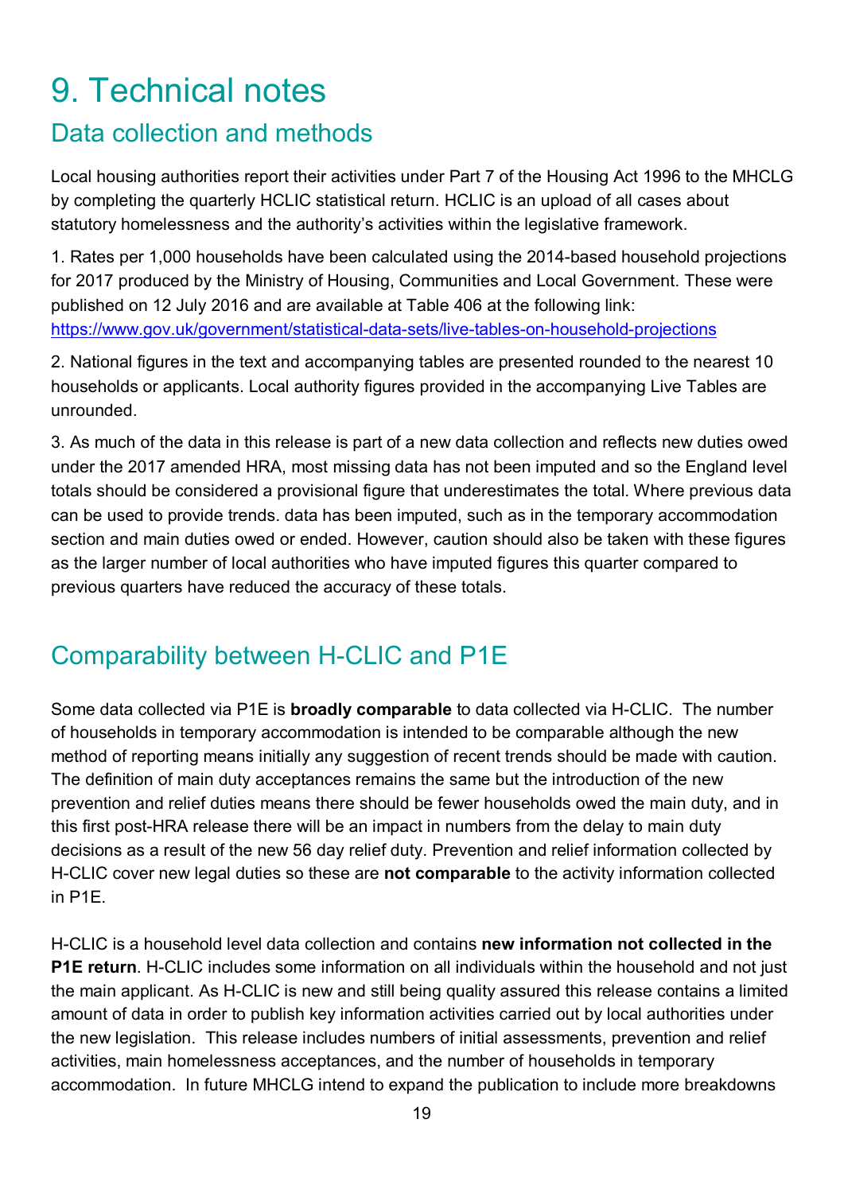# 9. Technical notes

## Data collection and methods

Local housing authorities report their activities under Part 7 of the Housing Act 1996 to the MHCLG by completing the quarterly HCLIC statistical return. HCLIC is an upload of all cases about statutory homelessness and the authority's activities within the legislative framework.

1. Rates per 1,000 households have been calculated using the 2014-based household projections for 2017 produced by the Ministry of Housing, Communities and Local Government. These were published on 12 July 2016 and are available at Table 406 at the following link: https://www.gov.uk/government/statistical-data-sets/live-tables-on-household-projections

2. National figures in the text and accompanying tables are presented rounded to the nearest 10 households or applicants. Local authority figures provided in the accompanying Live Tables are unrounded.

3. As much of the data in this release is part of a new data collection and reflects new duties owed under the 2017 amended HRA, most missing data has not been imputed and so the England level totals should be considered a provisional figure that underestimates the total. Where previous data can be used to provide trends. data has been imputed, such as in the temporary accommodation section and main duties owed or ended. However, caution should also be taken with these figures as the larger number of local authorities who have imputed figures this quarter compared to previous quarters have reduced the accuracy of these totals.

## Comparability between H-CLIC and P1E

Some data collected via P1E is **broadly comparable** to data collected via H-CLIC. The number of households in temporary accommodation is intended to be comparable although the new method of reporting means initially any suggestion of recent trends should be made with caution. The definition of main duty acceptances remains the same but the introduction of the new prevention and relief duties means there should be fewer households owed the main duty, and in this first post-HRA release there will be an impact in numbers from the delay to main duty decisions as a result of the new 56 day relief duty. Prevention and relief information collected by H-CLIC cover new legal duties so these are **not comparable** to the activity information collected in P1E.

H-CLIC is a household level data collection and contains **new information not collected in the P1E return**. H-CLIC includes some information on all individuals within the household and not just the main applicant. As H-CLIC is new and still being quality assured this release contains a limited amount of data in order to publish key information activities carried out by local authorities under the new legislation. This release includes numbers of initial assessments, prevention and relief activities, main homelessness acceptances, and the number of households in temporary accommodation. In future MHCLG intend to expand the publication to include more breakdowns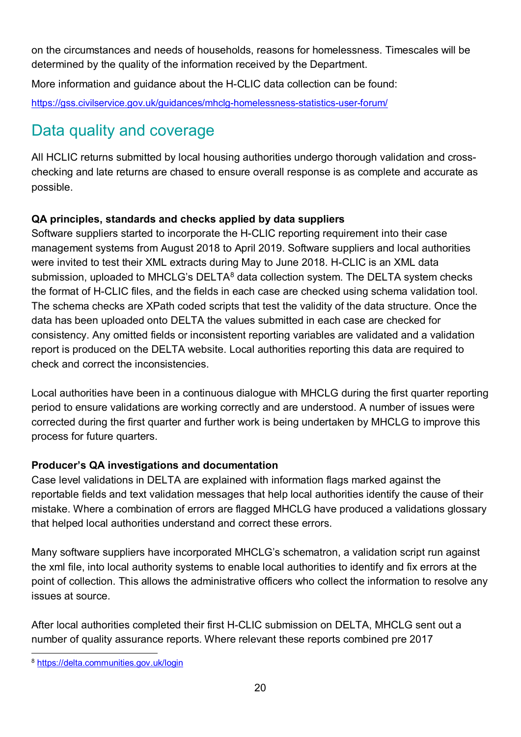on the circumstances and needs of households, reasons for homelessness. Timescales will be determined by the quality of the information received by the Department.

More information and guidance about the H-CLIC data collection can be found:

https://gss.civilservice.gov.uk/guidances/mhclg-homelessness-statistics-user-forum/

## Data quality and coverage

All HCLIC returns submitted by local housing authorities undergo thorough validation and cross-checking and late returns are chased to ensure overall response is as complete and accurate as possible.

**QA principles, standards and checks applied by data suppliers**

Software suppliers started to incorporate the H-CLIC reporting requirement into their case management systems from August 2018 to April 2019. Software suppliers and local authorities were invited to test their XML extracts during May to June 2018. H-CLIC is an XML data submission, uploaded to MHCLG's DELTA[8] data collection system. The DELTA system checks the format of H-CLIC files, and the fields in each case are checked using schema validation tool. The schema checks are XPath coded scripts that test the validity of the data structure. Once the data has been uploaded onto DELTA the values submitted in each case are checked for consistency. Any omitted fields or inconsistent reporting variables are validated and a validation report is produced on the DELTA website. Local authorities reporting this data are required to check and correct the inconsistencies.

Local authorities have been in a continuous dialogue with MHCLG during the first quarter reporting period to ensure validations are working correctly and are understood. A number of issues were corrected during the first quarter and further work is being undertaken by MHCLG to improve this process for future quarters.

**Producer's QA investigations and documentation**

Case level validations in DELTA are explained with information flags marked against the reportable fields and text validation messages that help local authorities identify the cause of their mistake. Where a combination of errors are flagged MHCLG have produced a validations glossary that helped local authorities understand and correct these errors.

Many software suppliers have incorporated MHCLG's schematron, a validation script run against the xml file, into local authority systems to enable local authorities to identify and fix errors at the point of collection. This allows the administrative officers who collect the information to resolve any issues at source.

After local authorities completed their first H-CLIC submission on DELTA, MHCLG sent out a number of quality assurance reports. Where relevant these reports combined pre 2017

[8] https://delta.communities.gov.uk/login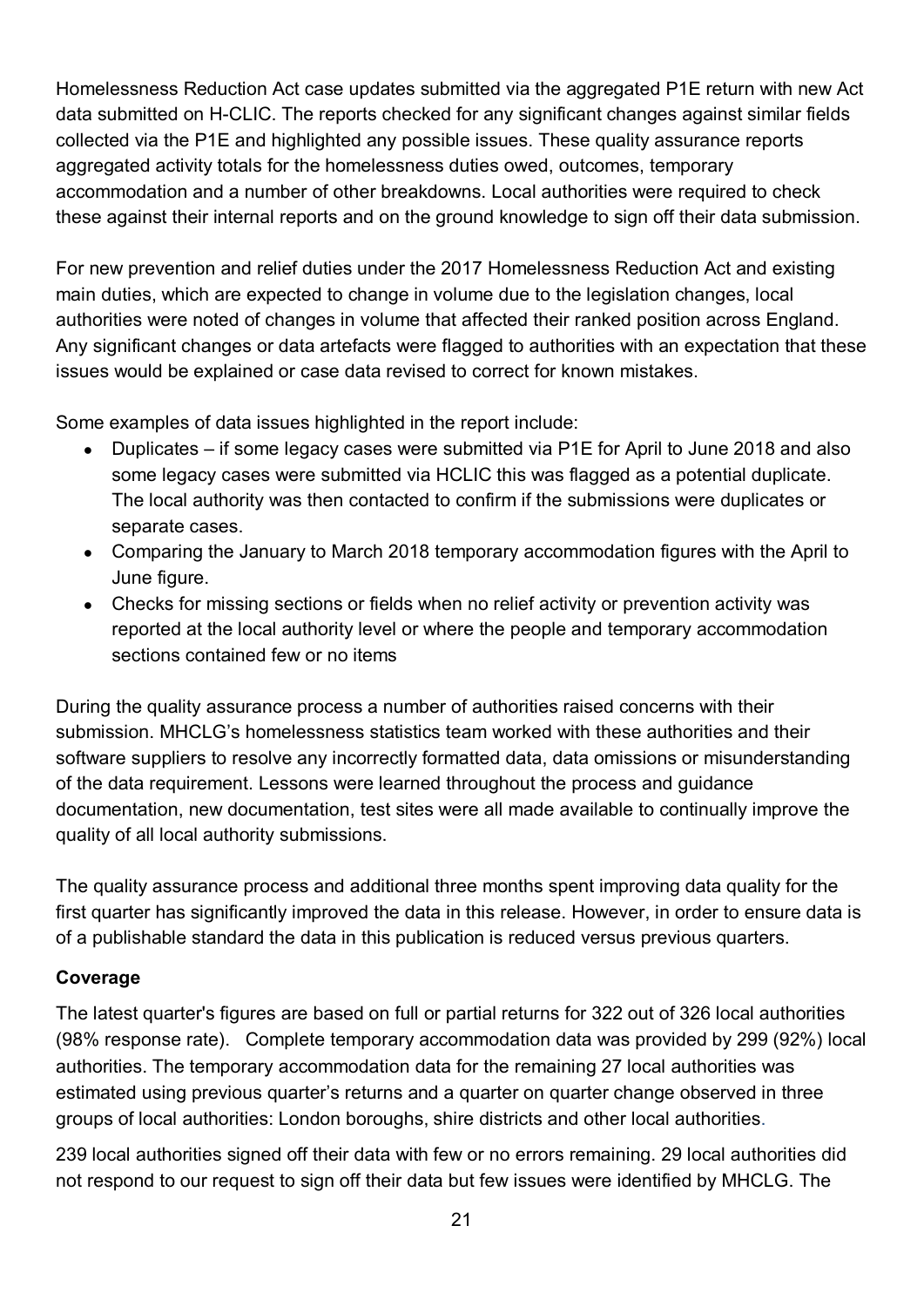Homelessness Reduction Act case updates submitted via the aggregated P1E return with new Act data submitted on H-CLIC. The reports checked for any significant changes against similar fields collected via the P1E and highlighted any possible issues. These quality assurance reports aggregated activity totals for the homelessness duties owed, outcomes, temporary accommodation and a number of other breakdowns. Local authorities were required to check these against their internal reports and on the ground knowledge to sign off their data submission.

For new prevention and relief duties under the 2017 Homelessness Reduction Act and existing main duties, which are expected to change in volume due to the legislation changes, local authorities were noted of changes in volume that affected their ranked position across England. Any significant changes or data artefacts were flagged to authorities with an expectation that these issues would be explained or case data revised to correct for known mistakes.

Some examples of data issues highlighted in the report include:

- Duplicates – if some legacy cases were submitted via P1E for April to June 2018 and also some legacy cases were submitted via HCLIC this was flagged as a potential duplicate. The local authority was then contacted to confirm if the submissions were duplicates or separate cases.
- Comparing the January to March 2018 temporary accommodation figures with the April to June figure.
- Checks for missing sections or fields when no relief activity or prevention activity was reported at the local authority level or where the people and temporary accommodation sections contained few or no items

During the quality assurance process a number of authorities raised concerns with their submission. MHCLG's homelessness statistics team worked with these authorities and their software suppliers to resolve any incorrectly formatted data, data omissions or misunderstanding of the data requirement. Lessons were learned throughout the process and guidance documentation, new documentation, test sites were all made available to continually improve the quality of all local authority submissions.

The quality assurance process and additional three months spent improving data quality for the first quarter has significantly improved the data in this release. However, in order to ensure data is of a publishable standard the data in this publication is reduced versus previous quarters.

**Coverage**

The latest quarter's figures are based on full or partial returns for 322 out of 326 local authorities (98% response rate). Complete temporary accommodation data was provided by 299 (92%) local authorities. The temporary accommodation data for the remaining 27 local authorities was estimated using previous quarter's returns and a quarter on quarter change observed in three groups of local authorities: London boroughs, shire districts and other local authorities.

239 local authorities signed off their data with few or no errors remaining. 29 local authorities did not respond to our request to sign off their data but few issues were identified by MHCLG. The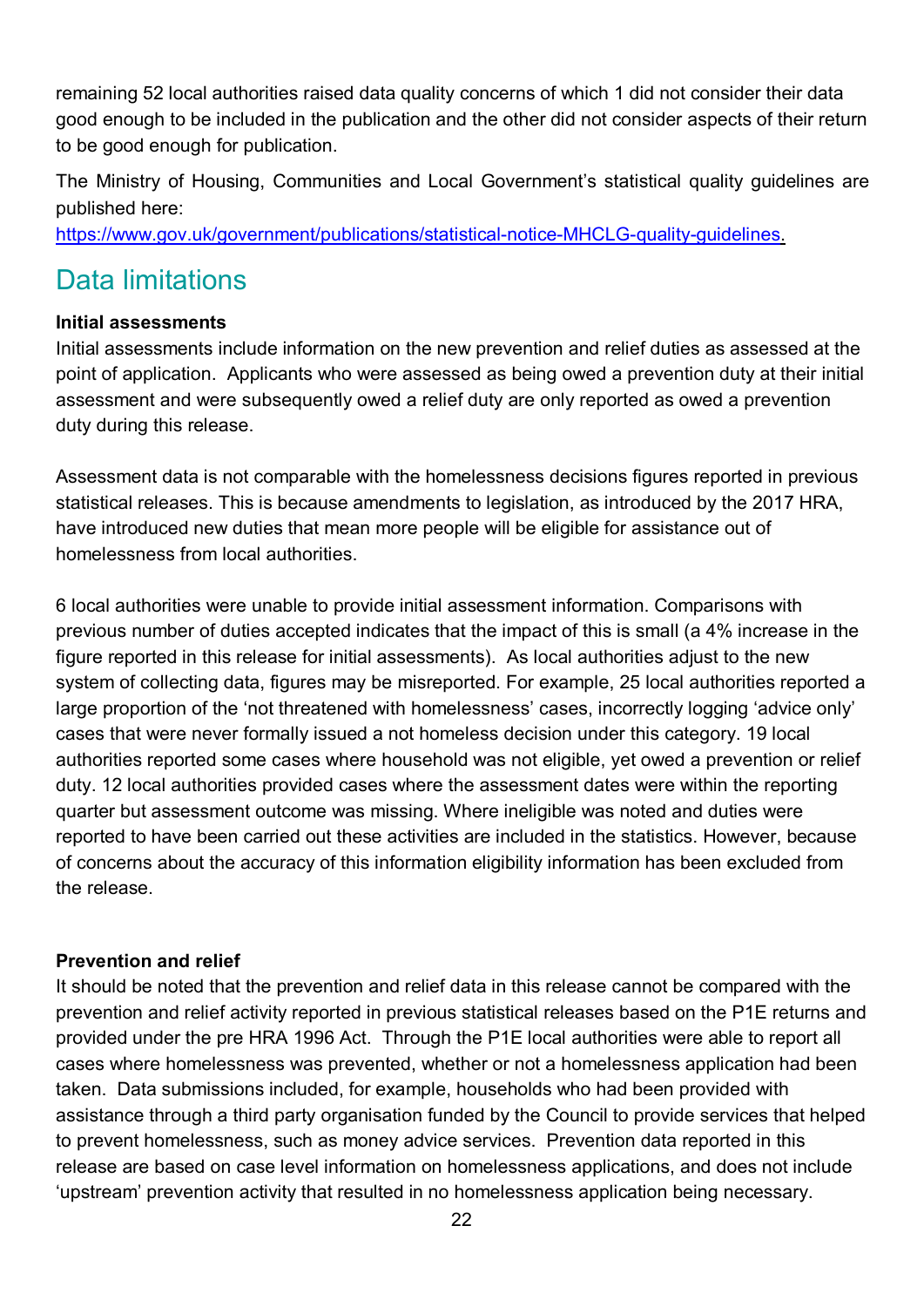remaining 52 local authorities raised data quality concerns of which 1 did not consider their data good enough to be included in the publication and the other did not consider aspects of their return to be good enough for publication.

The Ministry of Housing, Communities and Local Government's statistical quality guidelines are published here:
[https://www.gov.uk/government/publications/statistical-notice-MHCLG-quality-guidelines.](https://www.gov.uk/government/publications/statistical-notice-MHCLG-quality-guidelines)

## Data limitations

**Initial assessments**

Initial assessments include information on the new prevention and relief duties as assessed at the point of application. Applicants who were assessed as being owed a prevention duty at their initial assessment and were subsequently owed a relief duty are only reported as owed a prevention duty during this release.

Assessment data is not comparable with the homelessness decisions figures reported in previous statistical releases. This is because amendments to legislation, as introduced by the 2017 HRA, have introduced new duties that mean more people will be eligible for assistance out of homelessness from local authorities.

6 local authorities were unable to provide initial assessment information. Comparisons with previous number of duties accepted indicates that the impact of this is small (a 4% increase in the figure reported in this release for initial assessments). As local authorities adjust to the new system of collecting data, figures may be misreported. For example, 25 local authorities reported a large proportion of the 'not threatened with homelessness' cases, incorrectly logging 'advice only' cases that were never formally issued a not homeless decision under this category. 19 local authorities reported some cases where household was not eligible, yet owed a prevention or relief duty. 12 local authorities provided cases where the assessment dates were within the reporting quarter but assessment outcome was missing. Where ineligible was noted and duties were reported to have been carried out these activities are included in the statistics. However, because of concerns about the accuracy of this information eligibility information has been excluded from the release.

**Prevention and relief**

It should be noted that the prevention and relief data in this release cannot be compared with the prevention and relief activity reported in previous statistical releases based on the P1E returns and provided under the pre HRA 1996 Act. Through the P1E local authorities were able to report all cases where homelessness was prevented, whether or not a homelessness application had been taken. Data submissions included, for example, households who had been provided with assistance through a third party organisation funded by the Council to provide services that helped to prevent homelessness, such as money advice services. Prevention data reported in this release are based on case level information on homelessness applications, and does not include 'upstream' prevention activity that resulted in no homelessness application being necessary.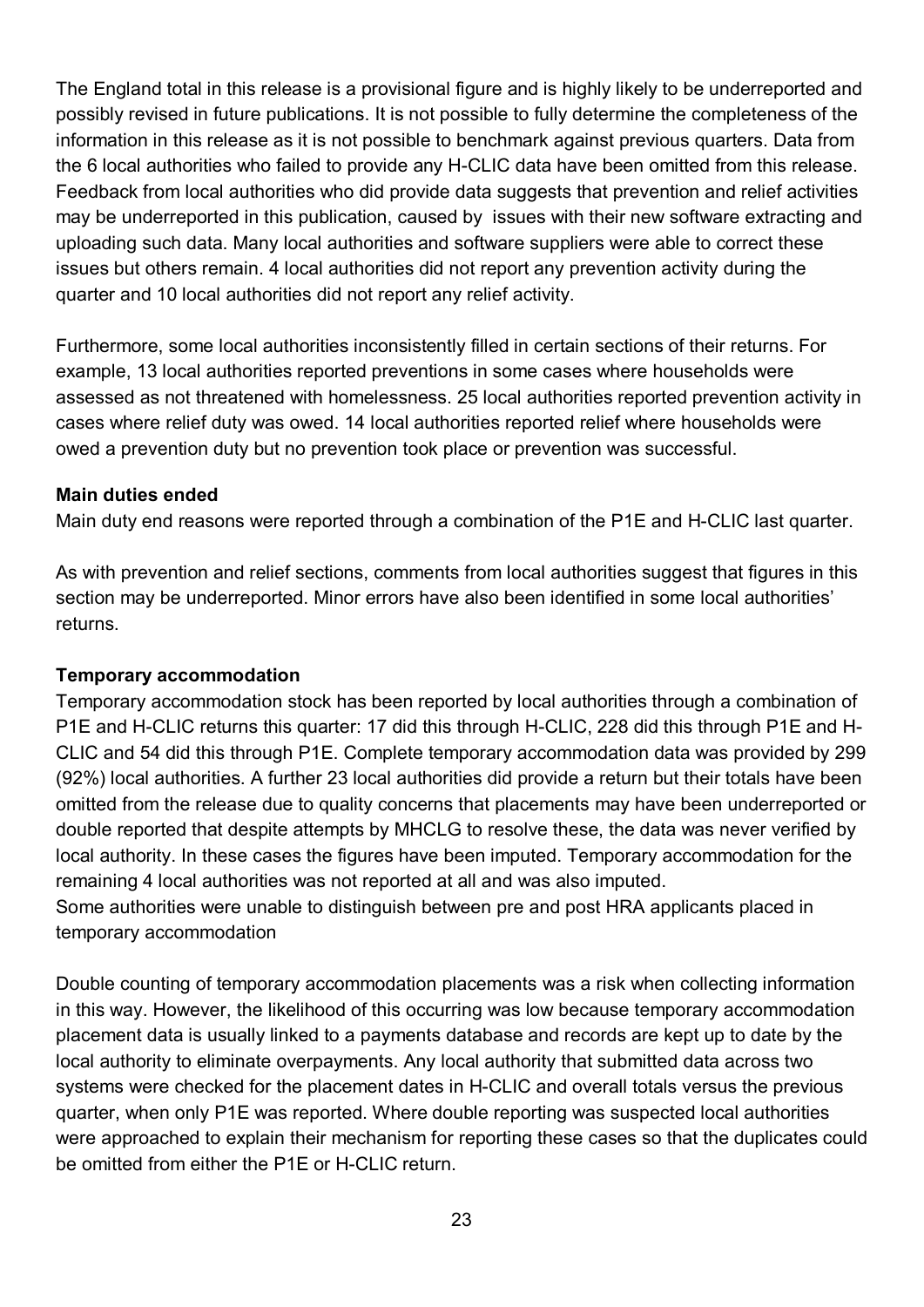The England total in this release is a provisional figure and is highly likely to be underreported and possibly revised in future publications. It is not possible to fully determine the completeness of the information in this release as it is not possible to benchmark against previous quarters. Data from the 6 local authorities who failed to provide any H-CLIC data have been omitted from this release. Feedback from local authorities who did provide data suggests that prevention and relief activities may be underreported in this publication, caused by issues with their new software extracting and uploading such data. Many local authorities and software suppliers were able to correct these issues but others remain. 4 local authorities did not report any prevention activity during the quarter and 10 local authorities did not report any relief activity.

Furthermore, some local authorities inconsistently filled in certain sections of their returns. For example, 13 local authorities reported preventions in some cases where households were assessed as not threatened with homelessness. 25 local authorities reported prevention activity in cases where relief duty was owed. 14 local authorities reported relief where households were owed a prevention duty but no prevention took place or prevention was successful.

**Main duties ended**

Main duty end reasons were reported through a combination of the P1E and H-CLIC last quarter.

As with prevention and relief sections, comments from local authorities suggest that figures in this section may be underreported. Minor errors have also been identified in some local authorities' returns.

**Temporary accommodation**

Temporary accommodation stock has been reported by local authorities through a combination of P1E and H-CLIC returns this quarter: 17 did this through H-CLIC, 228 did this through P1E and H-CLIC and 54 did this through P1E. Complete temporary accommodation data was provided by 299 (92%) local authorities. A further 23 local authorities did provide a return but their totals have been omitted from the release due to quality concerns that placements may have been underreported or double reported that despite attempts by MHCLG to resolve these, the data was never verified by local authority. In these cases the figures have been imputed. Temporary accommodation for the remaining 4 local authorities was not reported at all and was also imputed.
Some authorities were unable to distinguish between pre and post HRA applicants placed in temporary accommodation

Double counting of temporary accommodation placements was a risk when collecting information in this way. However, the likelihood of this occurring was low because temporary accommodation placement data is usually linked to a payments database and records are kept up to date by the local authority to eliminate overpayments. Any local authority that submitted data across two systems were checked for the placement dates in H-CLIC and overall totals versus the previous quarter, when only P1E was reported. Where double reporting was suspected local authorities were approached to explain their mechanism for reporting these cases so that the duplicates could be omitted from either the P1E or H-CLIC return.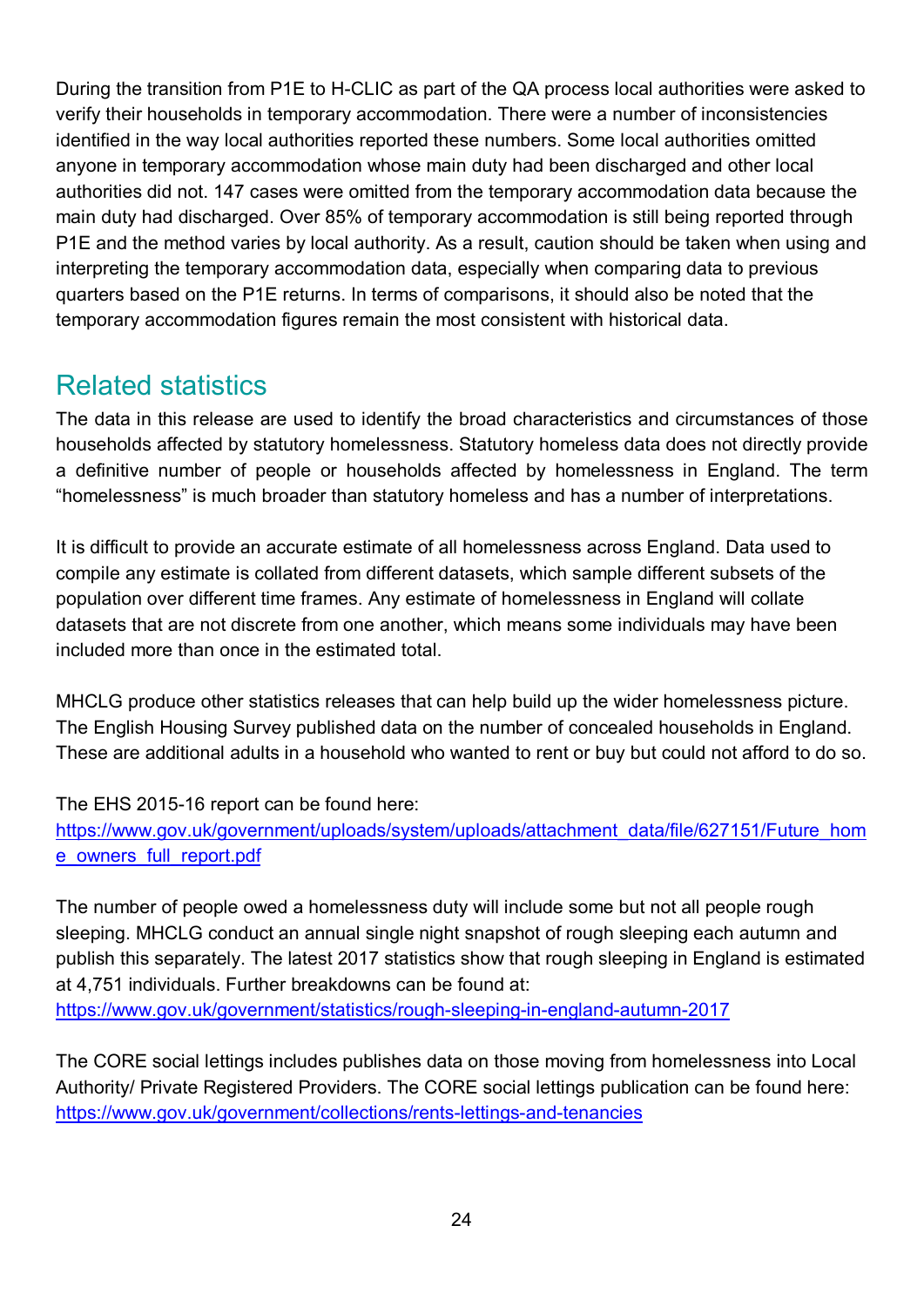During the transition from P1E to H-CLIC as part of the QA process local authorities were asked to verify their households in temporary accommodation. There were a number of inconsistencies identified in the way local authorities reported these numbers. Some local authorities omitted anyone in temporary accommodation whose main duty had been discharged and other local authorities did not. 147 cases were omitted from the temporary accommodation data because the main duty had discharged. Over 85% of temporary accommodation is still being reported through P1E and the method varies by local authority. As a result, caution should be taken when using and interpreting the temporary accommodation data, especially when comparing data to previous quarters based on the P1E returns. In terms of comparisons, it should also be noted that the temporary accommodation figures remain the most consistent with historical data.

## Related statistics

The data in this release are used to identify the broad characteristics and circumstances of those households affected by statutory homelessness. Statutory homeless data does not directly provide a definitive number of people or households affected by homelessness in England. The term "homelessness" is much broader than statutory homeless and has a number of interpretations.

It is difficult to provide an accurate estimate of all homelessness across England. Data used to compile any estimate is collated from different datasets, which sample different subsets of the population over different time frames. Any estimate of homelessness in England will collate datasets that are not discrete from one another, which means some individuals may have been included more than once in the estimated total.

MHCLG produce other statistics releases that can help build up the wider homelessness picture. The English Housing Survey published data on the number of concealed households in England. These are additional adults in a household who wanted to rent or buy but could not afford to do so.

The EHS 2015-16 report can be found here:
https://www.gov.uk/government/uploads/system/uploads/attachment_data/file/627151/Future_home_owners_full_report.pdf

The number of people owed a homelessness duty will include some but not all people rough sleeping. MHCLG conduct an annual single night snapshot of rough sleeping each autumn and publish this separately. The latest 2017 statistics show that rough sleeping in England is estimated at 4,751 individuals. Further breakdowns can be found at:
https://www.gov.uk/government/statistics/rough-sleeping-in-england-autumn-2017

The CORE social lettings includes publishes data on those moving from homelessness into Local Authority/ Private Registered Providers. The CORE social lettings publication can be found here:
https://www.gov.uk/government/collections/rents-lettings-and-tenancies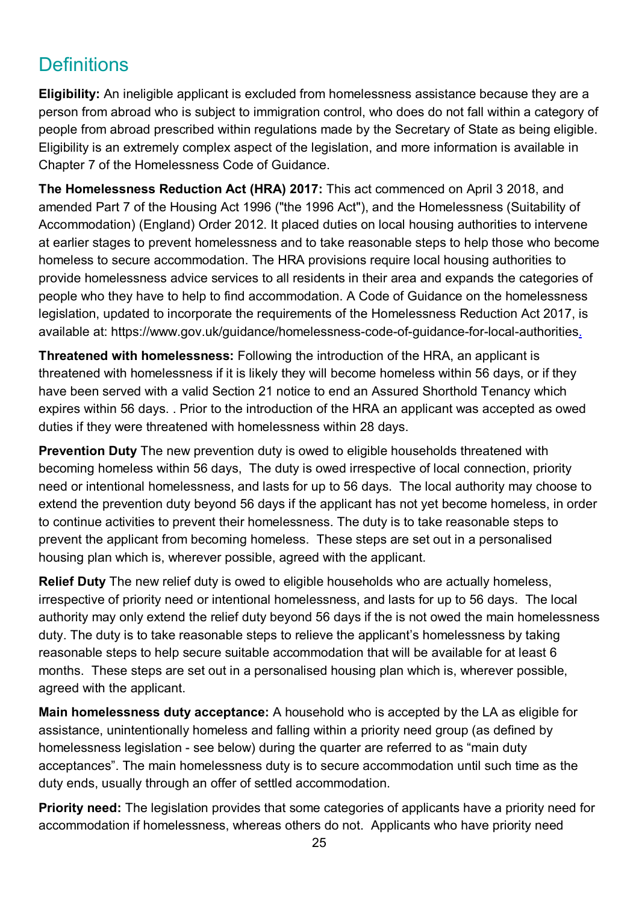## Definitions

**Eligibility:** An ineligible applicant is excluded from homelessness assistance because they are a person from abroad who is subject to immigration control, who does do not fall within a category of people from abroad prescribed within regulations made by the Secretary of State as being eligible. Eligibility is an extremely complex aspect of the legislation, and more information is available in Chapter 7 of the Homelessness Code of Guidance.

**The Homelessness Reduction Act (HRA) 2017:** This act commenced on April 3 2018, and amended Part 7 of the Housing Act 1996 ("the 1996 Act"), and the Homelessness (Suitability of Accommodation) (England) Order 2012. It placed duties on local housing authorities to intervene at earlier stages to prevent homelessness and to take reasonable steps to help those who become homeless to secure accommodation. The HRA provisions require local housing authorities to provide homelessness advice services to all residents in their area and expands the categories of people who they have to help to find accommodation. A Code of Guidance on the homelessness legislation, updated to incorporate the requirements of the Homelessness Reduction Act 2017, is available at: https://www.gov.uk/guidance/homelessness-code-of-guidance-for-local-authorities.

**Threatened with homelessness:** Following the introduction of the HRA, an applicant is threatened with homelessness if it is likely they will become homeless within 56 days, or if they have been served with a valid Section 21 notice to end an Assured Shorthold Tenancy which expires within 56 days. . Prior to the introduction of the HRA an applicant was accepted as owed duties if they were threatened with homelessness within 28 days.

**Prevention Duty** The new prevention duty is owed to eligible households threatened with becoming homeless within 56 days, The duty is owed irrespective of local connection, priority need or intentional homelessness, and lasts for up to 56 days. The local authority may choose to extend the prevention duty beyond 56 days if the applicant has not yet become homeless, in order to continue activities to prevent their homelessness. The duty is to take reasonable steps to prevent the applicant from becoming homeless. These steps are set out in a personalised housing plan which is, wherever possible, agreed with the applicant.

**Relief Duty** The new relief duty is owed to eligible households who are actually homeless, irrespective of priority need or intentional homelessness, and lasts for up to 56 days. The local authority may only extend the relief duty beyond 56 days if the is not owed the main homelessness duty. The duty is to take reasonable steps to relieve the applicant's homelessness by taking reasonable steps to help secure suitable accommodation that will be available for at least 6 months. These steps are set out in a personalised housing plan which is, wherever possible, agreed with the applicant.

**Main homelessness duty acceptance:** A household who is accepted by the LA as eligible for assistance, unintentionally homeless and falling within a priority need group (as defined by homelessness legislation - see below) during the quarter are referred to as "main duty acceptances". The main homelessness duty is to secure accommodation until such time as the duty ends, usually through an offer of settled accommodation.

**Priority need:** The legislation provides that some categories of applicants have a priority need for accommodation if homelessness, whereas others do not. Applicants who have priority need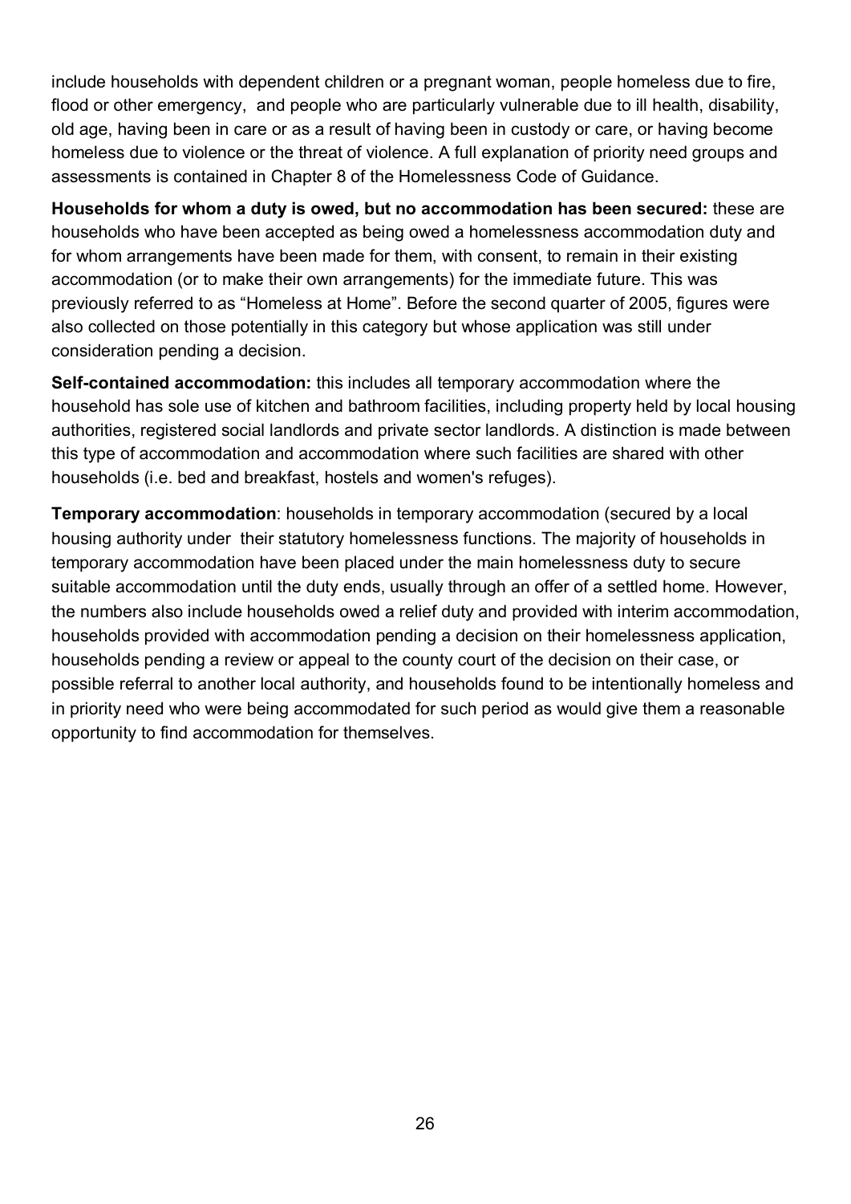include households with dependent children or a pregnant woman, people homeless due to fire, flood or other emergency,  and people who are particularly vulnerable due to ill health, disability, old age, having been in care or as a result of having been in custody or care, or having become homeless due to violence or the threat of violence. A full explanation of priority need groups and assessments is contained in Chapter 8 of the Homelessness Code of Guidance.

**Households for whom a duty is owed, but no accommodation has been secured:** these are households who have been accepted as being owed a homelessness accommodation duty and for whom arrangements have been made for them, with consent, to remain in their existing accommodation (or to make their own arrangements) for the immediate future. This was previously referred to as "Homeless at Home". Before the second quarter of 2005, figures were also collected on those potentially in this category but whose application was still under consideration pending a decision.

**Self-contained accommodation:** this includes all temporary accommodation where the household has sole use of kitchen and bathroom facilities, including property held by local housing authorities, registered social landlords and private sector landlords. A distinction is made between this type of accommodation and accommodation where such facilities are shared with other households (i.e. bed and breakfast, hostels and women's refuges).

**Temporary accommodation**: households in temporary accommodation (secured by a local housing authority under  their statutory homelessness functions. The majority of households in temporary accommodation have been placed under the main homelessness duty to secure suitable accommodation until the duty ends, usually through an offer of a settled home. However, the numbers also include households owed a relief duty and provided with interim accommodation, households provided with accommodation pending a decision on their homelessness application, households pending a review or appeal to the county court of the decision on their case, or possible referral to another local authority, and households found to be intentionally homeless and in priority need who were being accommodated for such period as would give them a reasonable opportunity to find accommodation for themselves.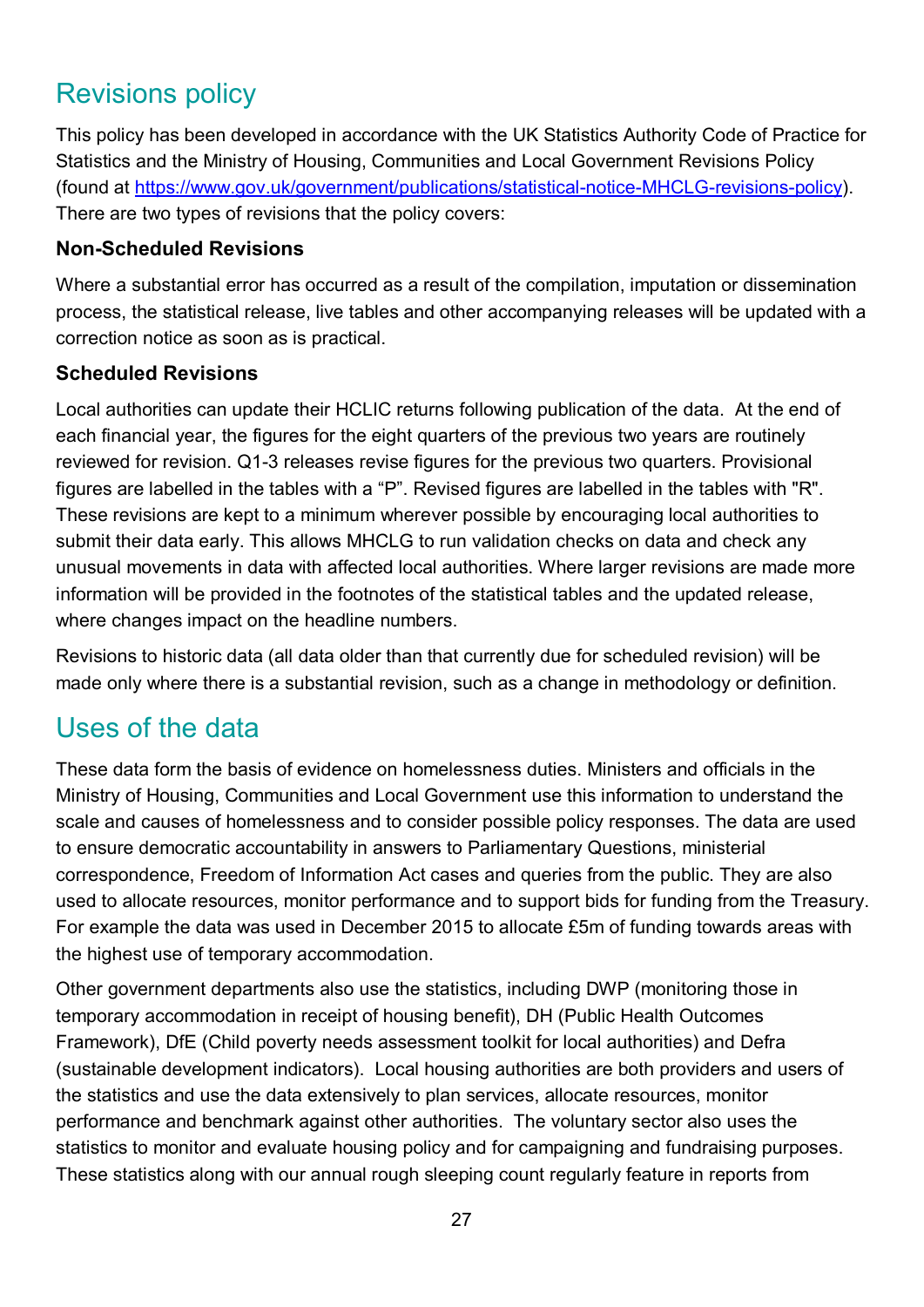## Revisions policy

This policy has been developed in accordance with the UK Statistics Authority Code of Practice for Statistics and the Ministry of Housing, Communities and Local Government Revisions Policy (found at [https://www.gov.uk/government/publications/statistical-notice-MHCLG-revisions-policy](https://www.gov.uk/government/publications/statistical-notice-MHCLG-revisions-policy)). There are two types of revisions that the policy covers:

### Non-Scheduled Revisions

Where a substantial error has occurred as a result of the compilation, imputation or dissemination process, the statistical release, live tables and other accompanying releases will be updated with a correction notice as soon as is practical.

### Scheduled Revisions

Local authorities can update their HCLIC returns following publication of the data. At the end of each financial year, the figures for the eight quarters of the previous two years are routinely reviewed for revision. Q1-3 releases revise figures for the previous two quarters. Provisional figures are labelled in the tables with a "P". Revised figures are labelled in the tables with "R". These revisions are kept to a minimum wherever possible by encouraging local authorities to submit their data early. This allows MHCLG to run validation checks on data and check any unusual movements in data with affected local authorities. Where larger revisions are made more information will be provided in the footnotes of the statistical tables and the updated release, where changes impact on the headline numbers.

Revisions to historic data (all data older than that currently due for scheduled revision) will be made only where there is a substantial revision, such as a change in methodology or definition.

## Uses of the data

These data form the basis of evidence on homelessness duties. Ministers and officials in the Ministry of Housing, Communities and Local Government use this information to understand the scale and causes of homelessness and to consider possible policy responses. The data are used to ensure democratic accountability in answers to Parliamentary Questions, ministerial correspondence, Freedom of Information Act cases and queries from the public. They are also used to allocate resources, monitor performance and to support bids for funding from the Treasury. For example the data was used in December 2015 to allocate £5m of funding towards areas with the highest use of temporary accommodation.

Other government departments also use the statistics, including DWP (monitoring those in temporary accommodation in receipt of housing benefit), DH (Public Health Outcomes Framework), DfE (Child poverty needs assessment toolkit for local authorities) and Defra (sustainable development indicators). Local housing authorities are both providers and users of the statistics and use the data extensively to plan services, allocate resources, monitor performance and benchmark against other authorities. The voluntary sector also uses the statistics to monitor and evaluate housing policy and for campaigning and fundraising purposes. These statistics along with our annual rough sleeping count regularly feature in reports from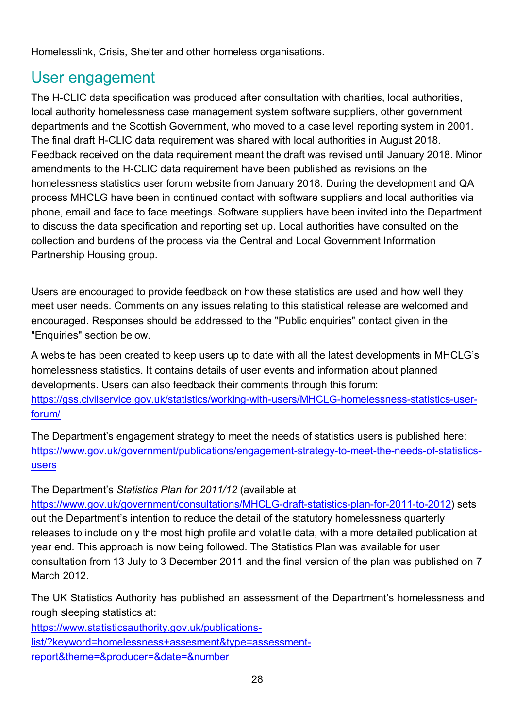Homelesslink, Crisis, Shelter and other homeless organisations.

## User engagement

The H-CLIC data specification was produced after consultation with charities, local authorities, local authority homelessness case management system software suppliers, other government departments and the Scottish Government, who moved to a case level reporting system in 2001. The final draft H-CLIC data requirement was shared with local authorities in August 2018. Feedback received on the data requirement meant the draft was revised until January 2018. Minor amendments to the H-CLIC data requirement have been published as revisions on the homelessness statistics user forum website from January 2018. During the development and QA process MHCLG have been in continued contact with software suppliers and local authorities via phone, email and face to face meetings. Software suppliers have been invited into the Department to discuss the data specification and reporting set up. Local authorities have consulted on the collection and burdens of the process via the Central and Local Government Information Partnership Housing group.

Users are encouraged to provide feedback on how these statistics are used and how well they meet user needs. Comments on any issues relating to this statistical release are welcomed and encouraged. Responses should be addressed to the "Public enquiries" contact given in the "Enquiries" section below.

A website has been created to keep users up to date with all the latest developments in MHCLG's homelessness statistics. It contains details of user events and information about planned developments. Users can also feedback their comments through this forum: [https://gss.civilservice.gov.uk/statistics/working-with-users/MHCLG-homelessness-statistics-user-forum/](https://gss.civilservice.gov.uk/statistics/working-with-users/MHCLG-homelessness-statistics-user-forum/)

The Department's engagement strategy to meet the needs of statistics users is published here: [https://www.gov.uk/government/publications/engagement-strategy-to-meet-the-needs-of-statistics-users](https://www.gov.uk/government/publications/engagement-strategy-to-meet-the-needs-of-statistics-users)

The Department's *Statistics Plan for 2011/12* (available at [https://www.gov.uk/government/consultations/MHCLG-draft-statistics-plan-for-2011-to-2012](https://www.gov.uk/government/consultations/MHCLG-draft-statistics-plan-for-2011-to-2012)) sets out the Department's intention to reduce the detail of the statutory homelessness quarterly releases to include only the most high profile and volatile data, with a more detailed publication at year end. This approach is now being followed. The Statistics Plan was available for user consultation from 13 July to 3 December 2011 and the final version of the plan was published on 7 March 2012.

The UK Statistics Authority has published an assessment of the Department's homelessness and rough sleeping statistics at: [https://www.statisticsauthority.gov.uk/publications-list/?keyword=homelessness+assesment&type=assessment-report&theme=&producer=&date=&number](https://www.statisticsauthority.gov.uk/publications-list/?keyword=homelessness+assesment&type=assessment-report&theme=&producer=&date=&number)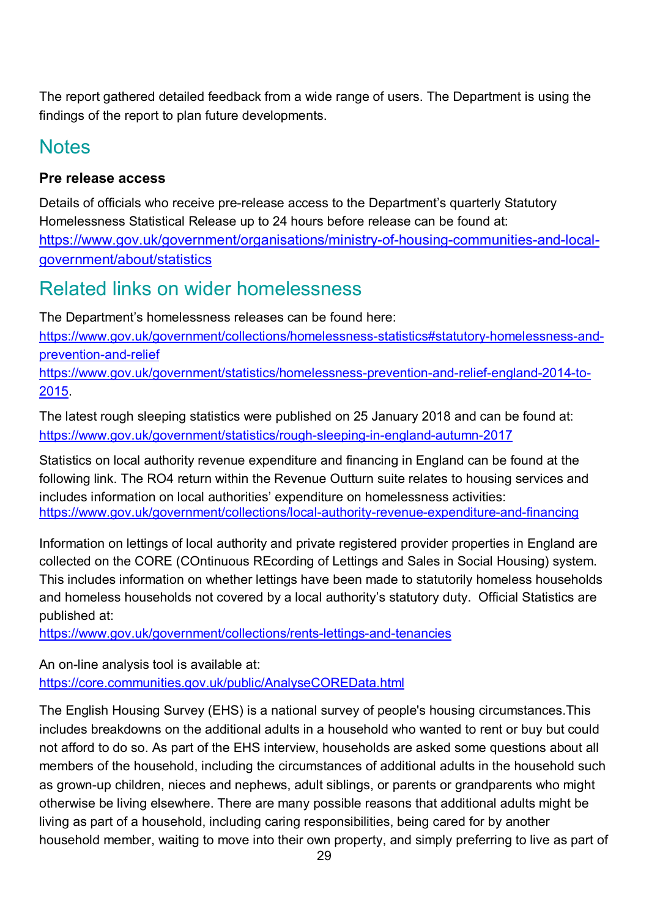The report gathered detailed feedback from a wide range of users. The Department is using the findings of the report to plan future developments.

## Notes

**Pre release access**

Details of officials who receive pre-release access to the Department's quarterly Statutory Homelessness Statistical Release up to 24 hours before release can be found at: https://www.gov.uk/government/organisations/ministry-of-housing-communities-and-local-government/about/statistics

## Related links on wider homelessness

The Department's homelessness releases can be found here:
https://www.gov.uk/government/collections/homelessness-statistics#statutory-homelessness-and-prevention-and-relief
https://www.gov.uk/government/statistics/homelessness-prevention-and-relief-england-2014-to-2015.

The latest rough sleeping statistics were published on 25 January 2018 and can be found at: https://www.gov.uk/government/statistics/rough-sleeping-in-england-autumn-2017

Statistics on local authority revenue expenditure and financing in England can be found at the following link. The RO4 return within the Revenue Outturn suite relates to housing services and includes information on local authorities' expenditure on homelessness activities: https://www.gov.uk/government/collections/local-authority-revenue-expenditure-and-financing

Information on lettings of local authority and private registered provider properties in England are collected on the CORE (COntinuous REcording of Lettings and Sales in Social Housing) system. This includes information on whether lettings have been made to statutorily homeless households and homeless households not covered by a local authority's statutory duty. Official Statistics are published at:
https://www.gov.uk/government/collections/rents-lettings-and-tenancies

An on-line analysis tool is available at:
https://core.communities.gov.uk/public/AnalyseCOREData.html

The English Housing Survey (EHS) is a national survey of people's housing circumstances.This includes breakdowns on the additional adults in a household who wanted to rent or buy but could not afford to do so. As part of the EHS interview, households are asked some questions about all members of the household, including the circumstances of additional adults in the household such as grown-up children, nieces and nephews, adult siblings, or parents or grandparents who might otherwise be living elsewhere. There are many possible reasons that additional adults might be living as part of a household, including caring responsibilities, being cared for by another household member, waiting to move into their own property, and simply preferring to live as part of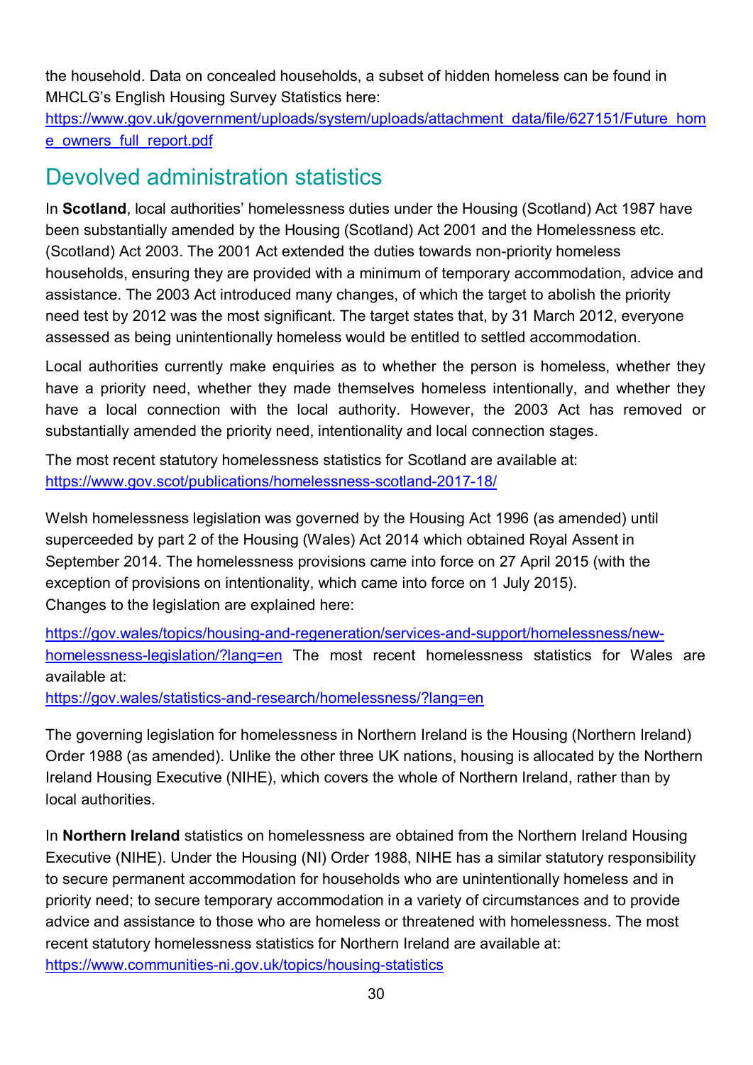the household. Data on concealed households, a subset of hidden homeless can be found in MHCLG's English Housing Survey Statistics here: https://www.gov.uk/government/uploads/system/uploads/attachment_data/file/627151/Future_home_owners_full_report.pdf

## Devolved administration statistics

In **Scotland**, local authorities' homelessness duties under the Housing (Scotland) Act 1987 have been substantially amended by the Housing (Scotland) Act 2001 and the Homelessness etc. (Scotland) Act 2003. The 2001 Act extended the duties towards non-priority homeless households, ensuring they are provided with a minimum of temporary accommodation, advice and assistance. The 2003 Act introduced many changes, of which the target to abolish the priority need test by 2012 was the most significant. The target states that, by 31 March 2012, everyone assessed as being unintentionally homeless would be entitled to settled accommodation.

Local authorities currently make enquiries as to whether the person is homeless, whether they have a priority need, whether they made themselves homeless intentionally, and whether they have a local connection with the local authority. However, the 2003 Act has removed or substantially amended the priority need, intentionality and local connection stages.

The most recent statutory homelessness statistics for Scotland are available at: https://www.gov.scot/publications/homelessness-scotland-2017-18/

Welsh homelessness legislation was governed by the Housing Act 1996 (as amended) until superceeded by part 2 of the Housing (Wales) Act 2014 which obtained Royal Assent in September 2014. The homelessness provisions came into force on 27 April 2015 (with the exception of provisions on intentionality, which came into force on 1 July 2015). Changes to the legislation are explained here:

https://gov.wales/topics/housing-and-regeneration/services-and-support/homelessness/new-homelessness-legislation/?lang=en The most recent homelessness statistics for Wales are available at:
https://gov.wales/statistics-and-research/homelessness/?lang=en

The governing legislation for homelessness in Northern Ireland is the Housing (Northern Ireland) Order 1988 (as amended). Unlike the other three UK nations, housing is allocated by the Northern Ireland Housing Executive (NIHE), which covers the whole of Northern Ireland, rather than by local authorities.

In **Northern Ireland** statistics on homelessness are obtained from the Northern Ireland Housing Executive (NIHE). Under the Housing (NI) Order 1988, NIHE has a similar statutory responsibility to secure permanent accommodation for households who are unintentionally homeless and in priority need; to secure temporary accommodation in a variety of circumstances and to provide advice and assistance to those who are homeless or threatened with homelessness. The most recent statutory homelessness statistics for Northern Ireland are available at: https://www.communities-ni.gov.uk/topics/housing-statistics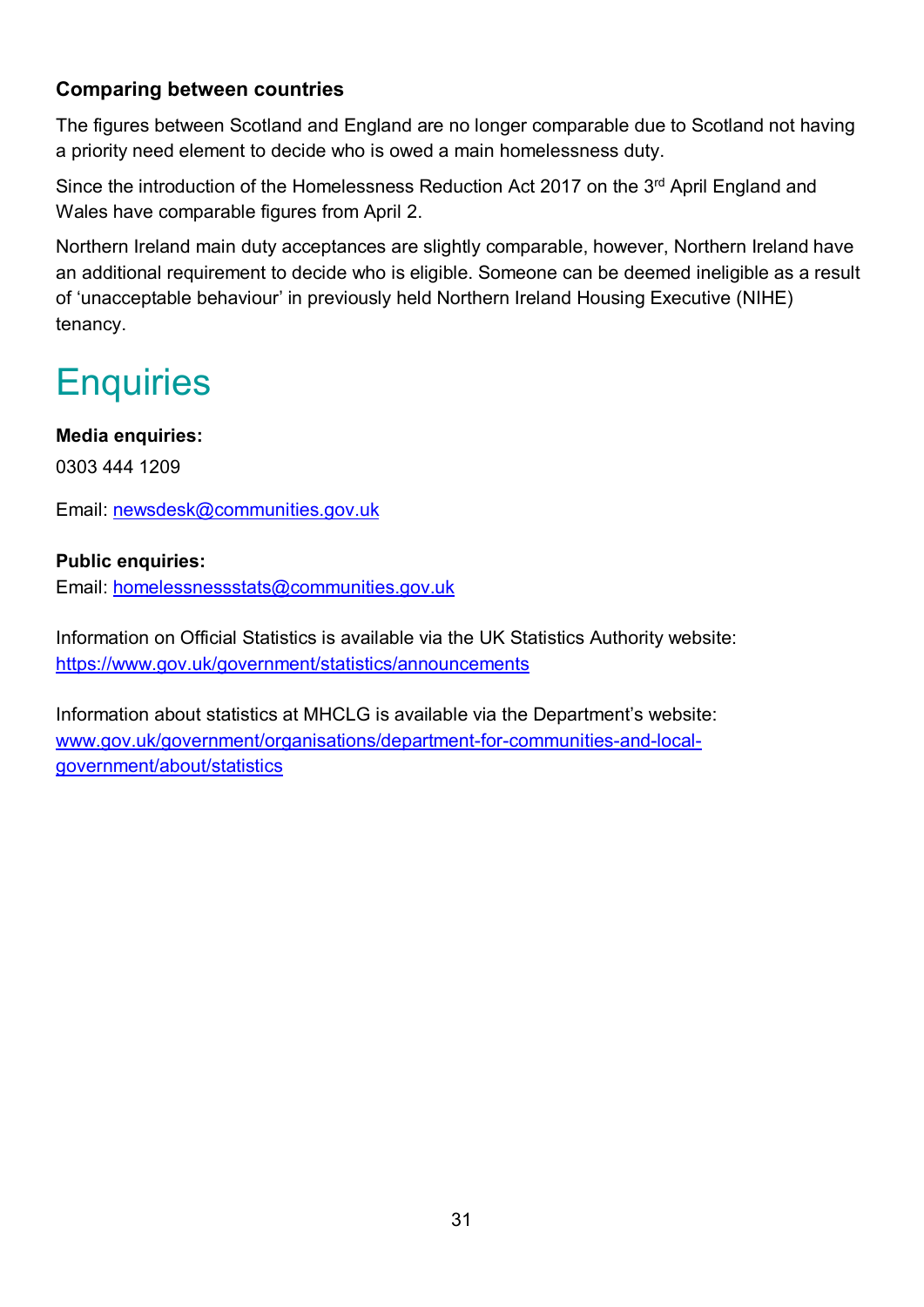**Comparing between countries**

The figures between Scotland and England are no longer comparable due to Scotland not having a priority need element to decide who is owed a main homelessness duty.

Since the introduction of the Homelessness Reduction Act 2017 on the 3rd April England and Wales have comparable figures from April 2.

Northern Ireland main duty acceptances are slightly comparable, however, Northern Ireland have an additional requirement to decide who is eligible. Someone can be deemed ineligible as a result of 'unacceptable behaviour' in previously held Northern Ireland Housing Executive (NIHE) tenancy.

# Enquiries

**Media enquiries:**

0303 444 1209

Email: newsdesk@communities.gov.uk

**Public enquiries:**

Email: homelessnessstats@communities.gov.uk

Information on Official Statistics is available via the UK Statistics Authority website: https://www.gov.uk/government/statistics/announcements

Information about statistics at MHCLG is available via the Department's website: www.gov.uk/government/organisations/department-for-communities-and-local-government/about/statistics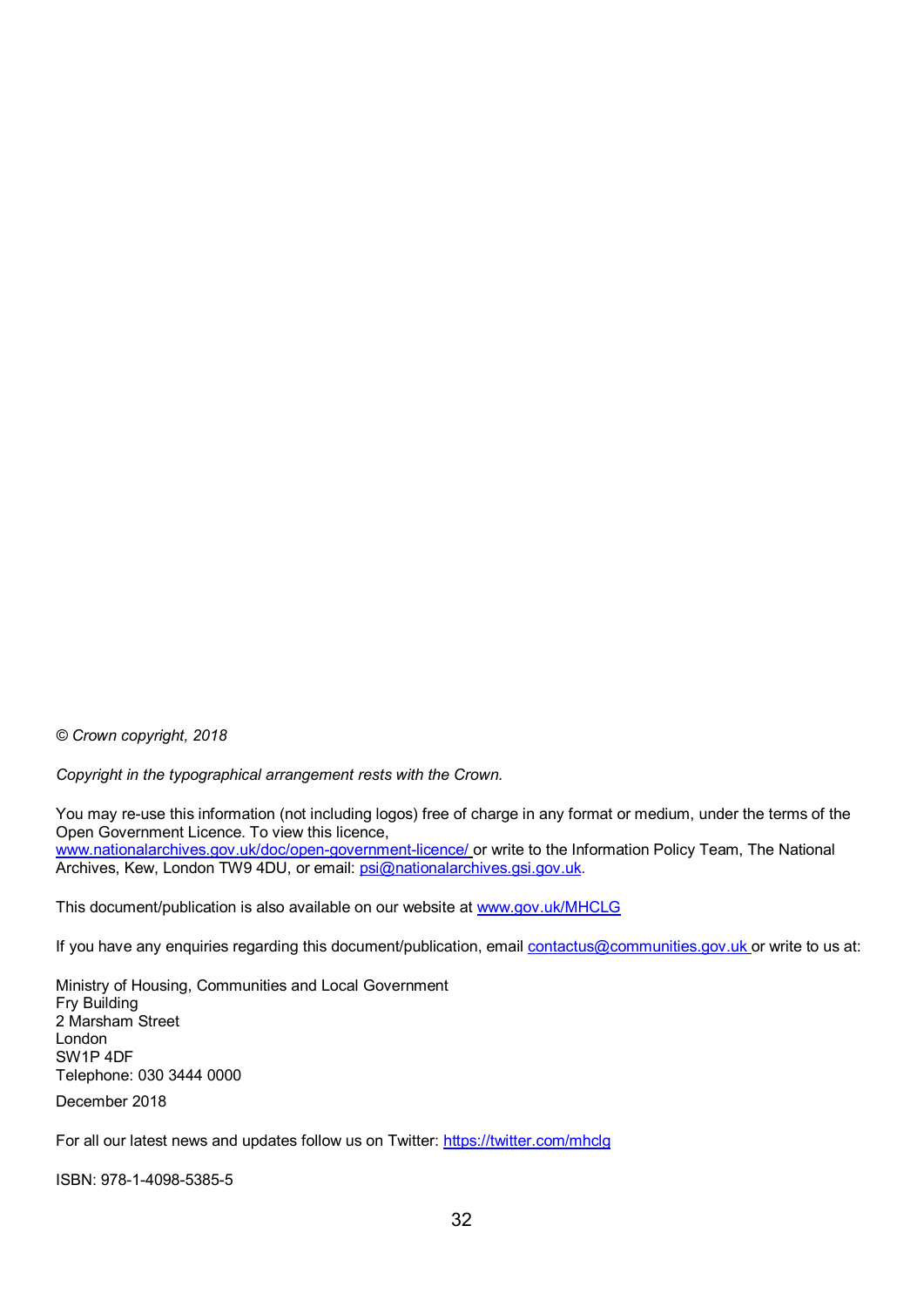*© Crown copyright, 2018*

*Copyright in the typographical arrangement rests with the Crown.*

You may re-use this information (not including logos) free of charge in any format or medium, under the terms of the Open Government Licence. To view this licence, www.nationalarchives.gov.uk/doc/open-government-licence/ or write to the Information Policy Team, The National Archives, Kew, London TW9 4DU, or email: psi@nationalarchives.gsi.gov.uk.

This document/publication is also available on our website at www.gov.uk/MHCLG

If you have any enquiries regarding this document/publication, email contactus@communities.gov.uk or write to us at:

Ministry of Housing, Communities and Local Government
Fry Building
2 Marsham Street
London
SW1P 4DF
Telephone: 030 3444 0000

December 2018

For all our latest news and updates follow us on Twitter: https://twitter.com/mhclg

ISBN: 978-1-4098-5385-5